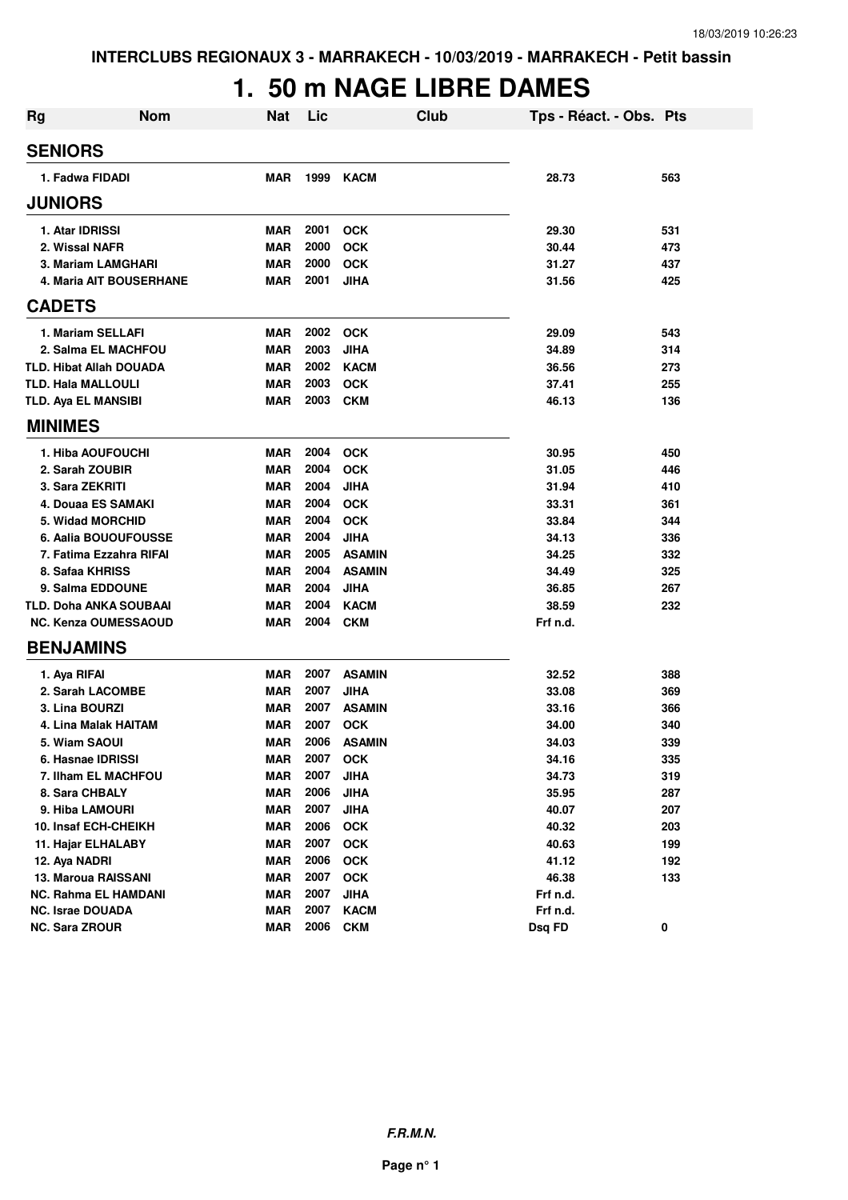INTERCLUBS REGIONAUX 3 - MARRAKECH - 10/03/2019 - MARRAKECH - Petit bassin

# 1. 50 m NAGE LIBRE DAMES

| Rg | Nom | Nat | Lic | Club | Tps - Réact. - Obs. | Pts |
|---|---|---|---|---|---|---|
| **SENIORS** | | | | | | |
| 1. | Fadwa FIDADI | MAR | 1999 | KACM | 28.73 | 563 |
| **JUNIORS** | | | | | | |
| 1. | Atar IDRISSI | MAR | 2001 | OCK | 29.30 | 531 |
| 2. | Wissal NAFR | MAR | 2000 | OCK | 30.44 | 473 |
| 3. | Mariam LAMGHARI | MAR | 2000 | OCK | 31.27 | 437 |
| 4. | Maria AIT BOUSERHANE | MAR | 2001 | JIHA | 31.56 | 425 |
| **CADETS** | | | | | | |
| 1. | Mariam SELLAFI | MAR | 2002 | OCK | 29.09 | 543 |
| 2. | Salma EL MACHFOU | MAR | 2003 | JIHA | 34.89 | 314 |
| TLD. | Hibat Allah DOUADA | MAR | 2002 | KACM | 36.56 | 273 |
| TLD. | Hala MALLOULI | MAR | 2003 | OCK | 37.41 | 255 |
| TLD. | Aya EL MANSIBI | MAR | 2003 | CKM | 46.13 | 136 |
| **MINIMES** | | | | | | |
| 1. | Hiba AOUFOUCHI | MAR | 2004 | OCK | 30.95 | 450 |
| 2. | Sarah ZOUBIR | MAR | 2004 | OCK | 31.05 | 446 |
| 3. | Sara ZEKRITI | MAR | 2004 | JIHA | 31.94 | 410 |
| 4. | Douaa ES SAMAKI | MAR | 2004 | OCK | 33.31 | 361 |
| 5. | Widad MORCHID | MAR | 2004 | OCK | 33.84 | 344 |
| 6. | Aalia BOUOUFOUSSE | MAR | 2004 | JIHA | 34.13 | 336 |
| 7. | Fatima Ezzahra RIFAI | MAR | 2005 | ASAMIN | 34.25 | 332 |
| 8. | Safaa KHRISS | MAR | 2004 | ASAMIN | 34.49 | 325 |
| 9. | Salma EDDOUNE | MAR | 2004 | JIHA | 36.85 | 267 |
| TLD. | Doha ANKA SOUBAAI | MAR | 2004 | KACM | 38.59 | 232 |
| NC. | Kenza OUMESSAOUD | MAR | 2004 | CKM | Frf n.d. | |
| **BENJAMINS** | | | | | | |
| 1. | Aya RIFAI | MAR | 2007 | ASAMIN | 32.52 | 388 |
| 2. | Sarah LACOMBE | MAR | 2007 | JIHA | 33.08 | 369 |
| 3. | Lina BOURZI | MAR | 2007 | ASAMIN | 33.16 | 366 |
| 4. | Lina Malak HAITAM | MAR | 2007 | OCK | 34.00 | 340 |
| 5. | Wiam SAOUI | MAR | 2006 | ASAMIN | 34.03 | 339 |
| 6. | Hasnae IDRISSI | MAR | 2007 | OCK | 34.16 | 335 |
| 7. | Ilham EL MACHFOU | MAR | 2007 | JIHA | 34.73 | 319 |
| 8. | Sara CHBALY | MAR | 2006 | JIHA | 35.95 | 287 |
| 9. | Hiba LAMOURI | MAR | 2007 | JIHA | 40.07 | 207 |
| 10. | Insaf ECH-CHEIKH | MAR | 2006 | OCK | 40.32 | 203 |
| 11. | Hajar ELHALABY | MAR | 2007 | OCK | 40.63 | 199 |
| 12. | Aya NADRI | MAR | 2006 | OCK | 41.12 | 192 |
| 13. | Maroua RAISSANI | MAR | 2007 | OCK | 46.38 | 133 |
| NC. | Rahma EL HAMDANI | MAR | 2007 | JIHA | Frf n.d. | |
| NC. | Israe DOUADA | MAR | 2007 | KACM | Frf n.d. | |
| NC. | Sara ZROUR | MAR | 2006 | CKM | Dsq FD | 0 |

***F.R.M.N.***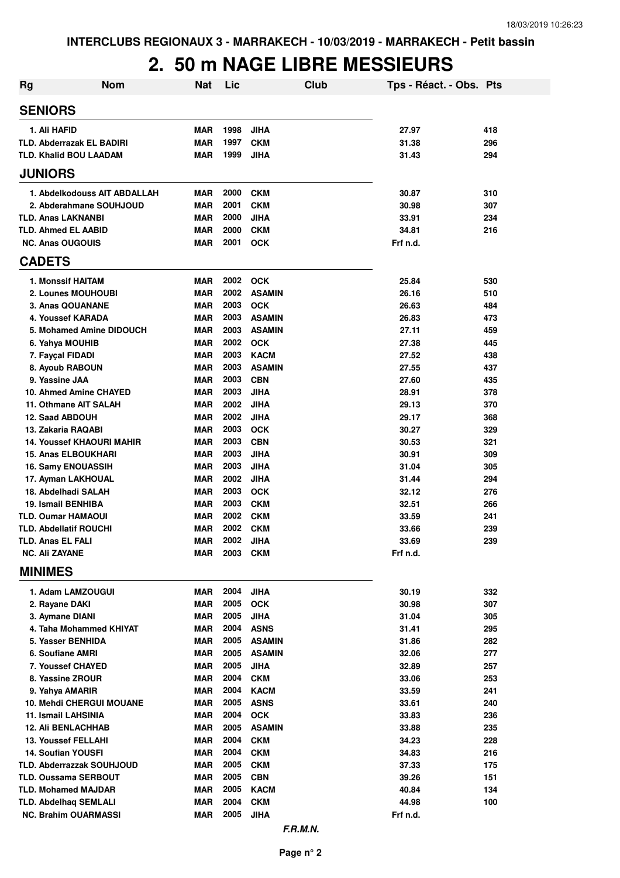INTERCLUBS REGIONAUX 3 - MARRAKECH - 10/03/2019 - MARRAKECH - Petit bassin

# 2. 50 m NAGE LIBRE MESSIEURS

| Rg | Nom | Nat | Lic | Club | Tps - Réact. - Obs. | Pts |
|---|---|---|---|---|---|---|
| **SENIORS** | | | | | | |
| 1. | Ali HAFID | MAR | 1998 | JIHA | 27.97 | 418 |
| TLD. | Abderrazak EL BADIRI | MAR | 1997 | CKM | 31.38 | 296 |
| TLD. | Khalid BOU LAADAM | MAR | 1999 | JIHA | 31.43 | 294 |
| **JUNIORS** | | | | | | |
| 1. | Abdelkodouss AIT ABDALLAH | MAR | 2000 | CKM | 30.87 | 310 |
| 2. | Abderahmane SOUHJOUD | MAR | 2001 | CKM | 30.98 | 307 |
| TLD. | Anas LAKNANBI | MAR | 2000 | JIHA | 33.91 | 234 |
| TLD. | Ahmed EL AABID | MAR | 2000 | CKM | 34.81 | 216 |
| NC. | Anas OUGOUIS | MAR | 2001 | OCK | Frf n.d. | |
| **CADETS** | | | | | | |
| 1. | Monssif HAITAM | MAR | 2002 | OCK | 25.84 | 530 |
| 2. | Lounes MOUHOUBI | MAR | 2002 | ASAMIN | 26.16 | 510 |
| 3. | Anas QOUANANE | MAR | 2003 | OCK | 26.63 | 484 |
| 4. | Youssef KARADA | MAR | 2003 | ASAMIN | 26.83 | 473 |
| 5. | Mohamed Amine DIDOUCH | MAR | 2003 | ASAMIN | 27.11 | 459 |
| 6. | Yahya MOUHIB | MAR | 2002 | OCK | 27.38 | 445 |
| 7. | Fayçal FIDADI | MAR | 2003 | KACM | 27.52 | 438 |
| 8. | Ayoub RABOUN | MAR | 2003 | ASAMIN | 27.55 | 437 |
| 9. | Yassine JAA | MAR | 2003 | CBN | 27.60 | 435 |
| 10. | Ahmed Amine CHAYED | MAR | 2003 | JIHA | 28.91 | 378 |
| 11. | Othmane AIT SALAH | MAR | 2002 | JIHA | 29.13 | 370 |
| 12. | Saad ABDOUH | MAR | 2002 | JIHA | 29.17 | 368 |
| 13. | Zakaria RAQABI | MAR | 2003 | OCK | 30.27 | 329 |
| 14. | Youssef KHAOURI MAHIR | MAR | 2003 | CBN | 30.53 | 321 |
| 15. | Anas ELBOUKHARI | MAR | 2003 | JIHA | 30.91 | 309 |
| 16. | Samy ENOUASSIH | MAR | 2003 | JIHA | 31.04 | 305 |
| 17. | Ayman LAKHOUAL | MAR | 2002 | JIHA | 31.44 | 294 |
| 18. | Abdelhadi SALAH | MAR | 2003 | OCK | 32.12 | 276 |
| 19. | Ismail BENHIBA | MAR | 2003 | CKM | 32.51 | 266 |
| TLD. | Oumar HAMAOUI | MAR | 2002 | CKM | 33.59 | 241 |
| TLD. | Abdellatif ROUCHI | MAR | 2002 | CKM | 33.66 | 239 |
| TLD. | Anas EL FALI | MAR | 2002 | JIHA | 33.69 | 239 |
| NC. | Ali ZAYANE | MAR | 2003 | CKM | Frf n.d. | |
| **MINIMES** | | | | | | |
| 1. | Adam LAMZOUGUI | MAR | 2004 | JIHA | 30.19 | 332 |
| 2. | Rayane DAKI | MAR | 2005 | OCK | 30.98 | 307 |
| 3. | Aymane DIANI | MAR | 2005 | JIHA | 31.04 | 305 |
| 4. | Taha Mohammed KHIYAT | MAR | 2004 | ASNS | 31.41 | 295 |
| 5. | Yasser BENHIDA | MAR | 2005 | ASAMIN | 31.86 | 282 |
| 6. | Soufiane AMRI | MAR | 2005 | ASAMIN | 32.06 | 277 |
| 7. | Youssef CHAYED | MAR | 2005 | JIHA | 32.89 | 257 |
| 8. | Yassine ZROUR | MAR | 2004 | CKM | 33.06 | 253 |
| 9. | Yahya AMARIR | MAR | 2004 | KACM | 33.59 | 241 |
| 10. | Mehdi CHERGUI MOUANE | MAR | 2005 | ASNS | 33.61 | 240 |
| 11. | Ismail LAHSINIA | MAR | 2004 | OCK | 33.83 | 236 |
| 12. | Ali BENLACHHAB | MAR | 2005 | ASAMIN | 33.88 | 235 |
| 13. | Youssef FELLAHI | MAR | 2004 | CKM | 34.23 | 228 |
| 14. | Soufian YOUSFI | MAR | 2004 | CKM | 34.83 | 216 |
| TLD. | Abderrazzak SOUHJOUD | MAR | 2005 | CKM | 37.33 | 175 |
| TLD. | Oussama SERBOUT | MAR | 2005 | CBN | 39.26 | 151 |
| TLD. | Mohamed MAJDAR | MAR | 2005 | KACM | 40.84 | 134 |
| TLD. | Abdelhaq SEMLALI | MAR | 2004 | CKM | 44.98 | 100 |
| NC. | Brahim OUARMASSI | MAR | 2005 | JIHA | Frf n.d. | |

*F.R.M.N.*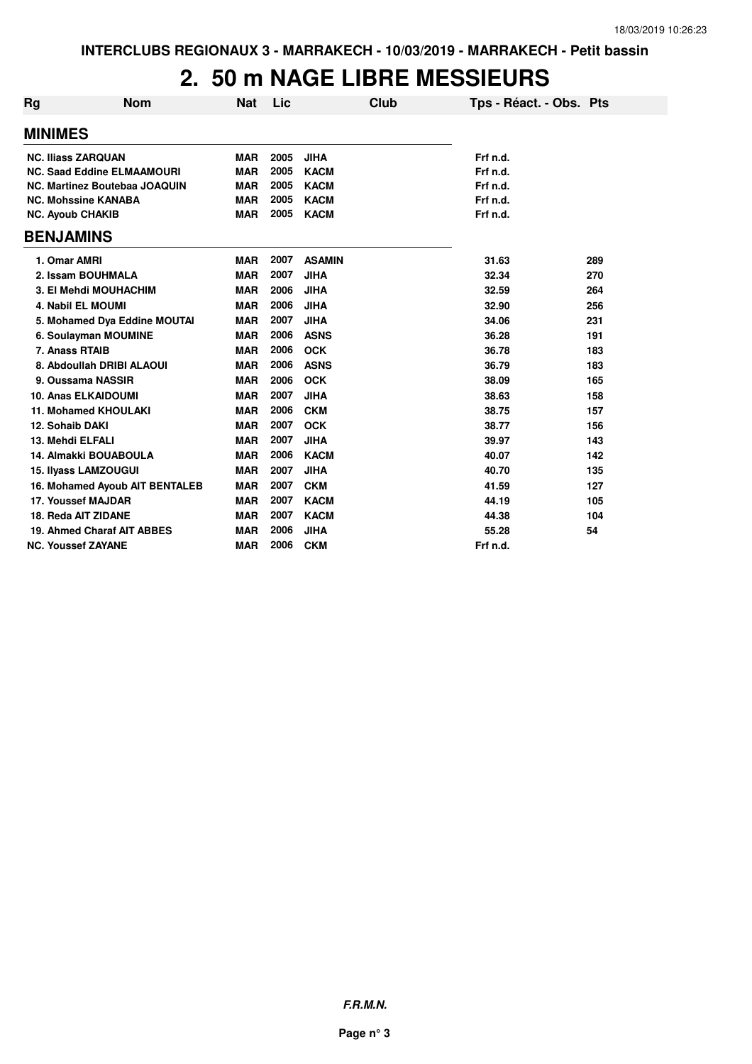INTERCLUBS REGIONAUX 3 - MARRAKECH - 10/03/2019 - MARRAKECH - Petit bassin

# 2. 50 m NAGE LIBRE MESSIEURS

| Rg | Nom | Nat | Lic | Club | Tps - Réact. - Obs. | Pts |
|---|---|---|---|---|---|---|
| **MINIMES** | | | | | | |
| NC. | Iliass ZARQUAN | MAR | 2005 | JIHA | Frf n.d. | |
| NC. | Saad Eddine ELMAAMOURI | MAR | 2005 | KACM | Frf n.d. | |
| NC. | Martinez Boutebaa JOAQUIN | MAR | 2005 | KACM | Frf n.d. | |
| NC. | Mohssine KANABA | MAR | 2005 | KACM | Frf n.d. | |
| NC. | Ayoub CHAKIB | MAR | 2005 | KACM | Frf n.d. | |
| **BENJAMINS** | | | | | | |
| 1. | Omar AMRI | MAR | 2007 | ASAMIN | 31.63 | 289 |
| 2. | Issam BOUHMALA | MAR | 2007 | JIHA | 32.34 | 270 |
| 3. | El Mehdi MOUHACHIM | MAR | 2006 | JIHA | 32.59 | 264 |
| 4. | Nabil EL MOUMI | MAR | 2006 | JIHA | 32.90 | 256 |
| 5. | Mohamed Dya Eddine MOUTAI | MAR | 2007 | JIHA | 34.06 | 231 |
| 6. | Soulayman MOUMINE | MAR | 2006 | ASNS | 36.28 | 191 |
| 7. | Anass RTAIB | MAR | 2006 | OCK | 36.78 | 183 |
| 8. | Abdoullah DRIBI ALAOUI | MAR | 2006 | ASNS | 36.79 | 183 |
| 9. | Oussama NASSIR | MAR | 2006 | OCK | 38.09 | 165 |
| 10. | Anas ELKAIDOUMI | MAR | 2007 | JIHA | 38.63 | 158 |
| 11. | Mohamed KHOULAKI | MAR | 2006 | CKM | 38.75 | 157 |
| 12. | Sohaib DAKI | MAR | 2007 | OCK | 38.77 | 156 |
| 13. | Mehdi ELFALI | MAR | 2007 | JIHA | 39.97 | 143 |
| 14. | Almakki BOUABOULA | MAR | 2006 | KACM | 40.07 | 142 |
| 15. | Ilyass LAMZOUGUI | MAR | 2007 | JIHA | 40.70 | 135 |
| 16. | Mohamed Ayoub AIT BENTALEB | MAR | 2007 | CKM | 41.59 | 127 |
| 17. | Youssef MAJDAR | MAR | 2007 | KACM | 44.19 | 105 |
| 18. | Reda AIT ZIDANE | MAR | 2007 | KACM | 44.38 | 104 |
| 19. | Ahmed Charaf AIT ABBES | MAR | 2006 | JIHA | 55.28 | 54 |
| NC. | Youssef ZAYANE | MAR | 2006 | CKM | Frf n.d. | |

**F.R.M.N.**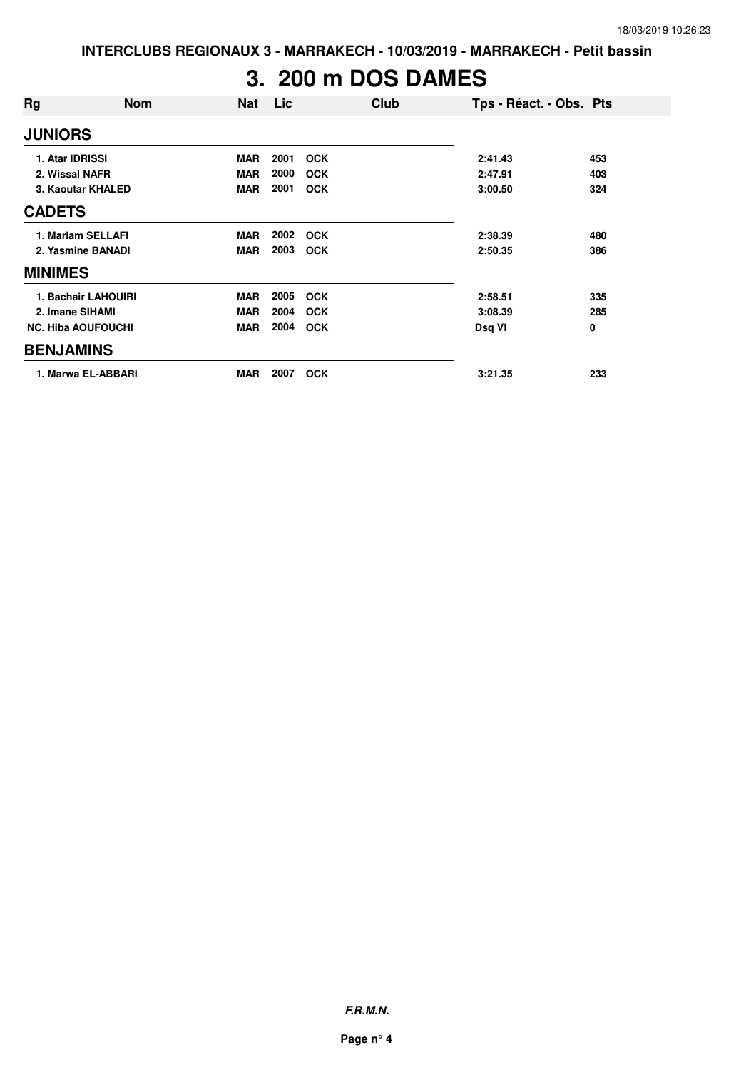# 3. 200 m DOS DAMES

| Rg | Nom | Nat | Lic | Club | Tps - Réact. - Obs. | Pts |
|---|---|---|---|---|---|---|
| **JUNIORS** | | | | | | |
| 1. | Atar IDRISSI | MAR | 2001 | OCK | 2:41.43 | 453 |
| 2. | Wissal NAFR | MAR | 2000 | OCK | 2:47.91 | 403 |
| 3. | Kaoutar KHALED | MAR | 2001 | OCK | 3:00.50 | 324 |
| **CADETS** | | | | | | |
| 1. | Mariam SELLAFI | MAR | 2002 | OCK | 2:38.39 | 480 |
| 2. | Yasmine BANADI | MAR | 2003 | OCK | 2:50.35 | 386 |
| **MINIMES** | | | | | | |
| 1. | Bachair LAHOUIRI | MAR | 2005 | OCK | 2:58.51 | 335 |
| 2. | Imane SIHAMI | MAR | 2004 | OCK | 3:08.39 | 285 |
| NC. | Hiba AOUFOUCHI | MAR | 2004 | OCK | Dsq VI | 0 |
| **BENJAMINS** | | | | | | |
| 1. | Marwa EL-ABBARI | MAR | 2007 | OCK | 3:21.35 | 233 |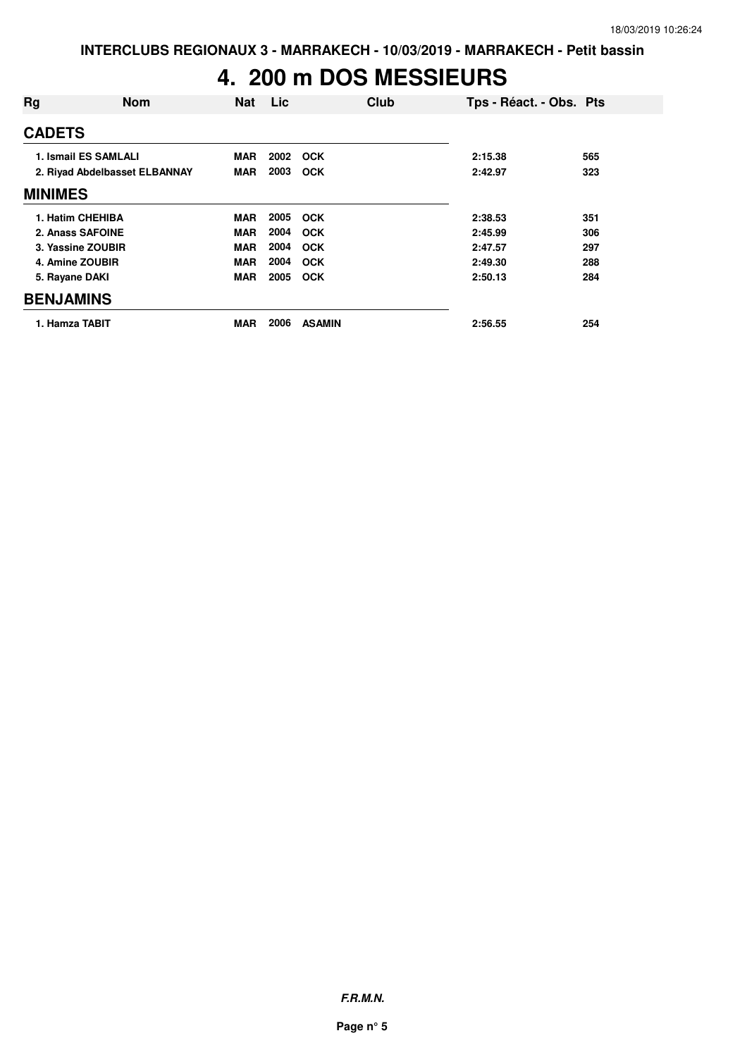# 4. 200 m DOS MESSIEURS

| Rg | Nom | Nat | Lic | Club | Tps - Réact. - Obs. | Pts |
|---|---|---|---|---|---|---|
| **CADETS** | | | | | | |
| 1. Ismail ES SAMLALI | | MAR | 2002 | OCK | 2:15.38 | 565 |
| 2. Riyad Abdelbasset ELBANNAY | | MAR | 2003 | OCK | 2:42.97 | 323 |
| **MINIMES** | | | | | | |
| 1. Hatim CHEHIBA | | MAR | 2005 | OCK | 2:38.53 | 351 |
| 2. Anass SAFOINE | | MAR | 2004 | OCK | 2:45.99 | 306 |
| 3. Yassine ZOUBIR | | MAR | 2004 | OCK | 2:47.57 | 297 |
| 4. Amine ZOUBIR | | MAR | 2004 | OCK | 2:49.30 | 288 |
| 5. Rayane DAKI | | MAR | 2005 | OCK | 2:50.13 | 284 |
| **BENJAMINS** | | | | | | |
| 1. Hamza TABIT | | MAR | 2006 | ASAMIN | 2:56.55 | 254 |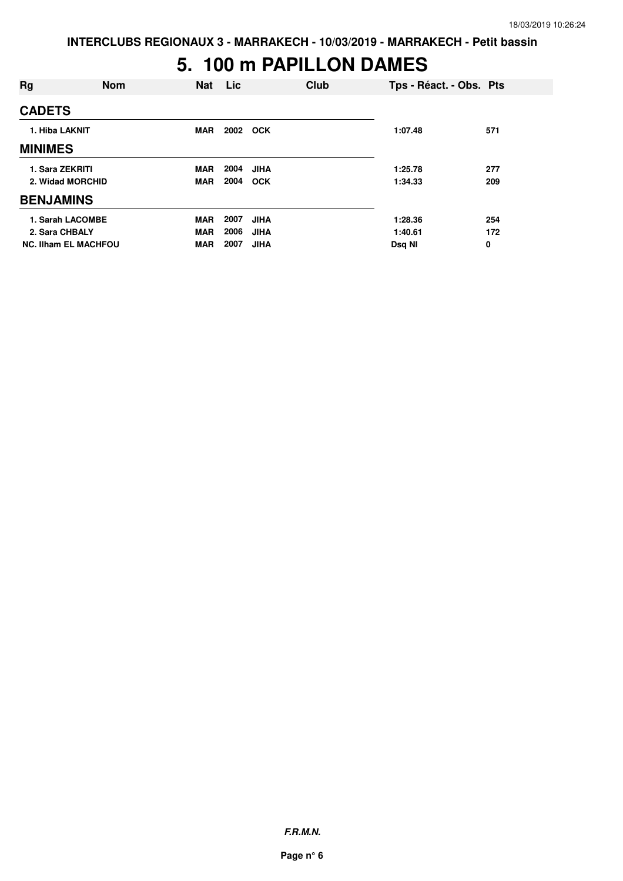**INTERCLUBS REGIONAUX 3 - MARRAKECH - 10/03/2019 - MARRAKECH - Petit bassin**

# 5. 100 m PAPILLON DAMES

| Rg | Nom | Nat | Lic | Club | Tps - Réact. - Obs. | Pts |
|---|---|---|---|---|---|---|
| **CADETS** | | | | | | |
| 1. Hiba LAKNIT | | MAR | 2002 | OCK | 1:07.48 | 571 |
| **MINIMES** | | | | | | |
| 1. Sara ZEKRITI | | MAR | 2004 | JIHA | 1:25.78 | 277 |
| 2. Widad MORCHID | | MAR | 2004 | OCK | 1:34.33 | 209 |
| **BENJAMINS** | | | | | | |
| 1. Sarah LACOMBE | | MAR | 2007 | JIHA | 1:28.36 | 254 |
| 2. Sara CHBALY | | MAR | 2006 | JIHA | 1:40.61 | 172 |
| NC. Ilham EL MACHFOU | | MAR | 2007 | JIHA | Dsq NI | 0 |

***F.R.M.N.***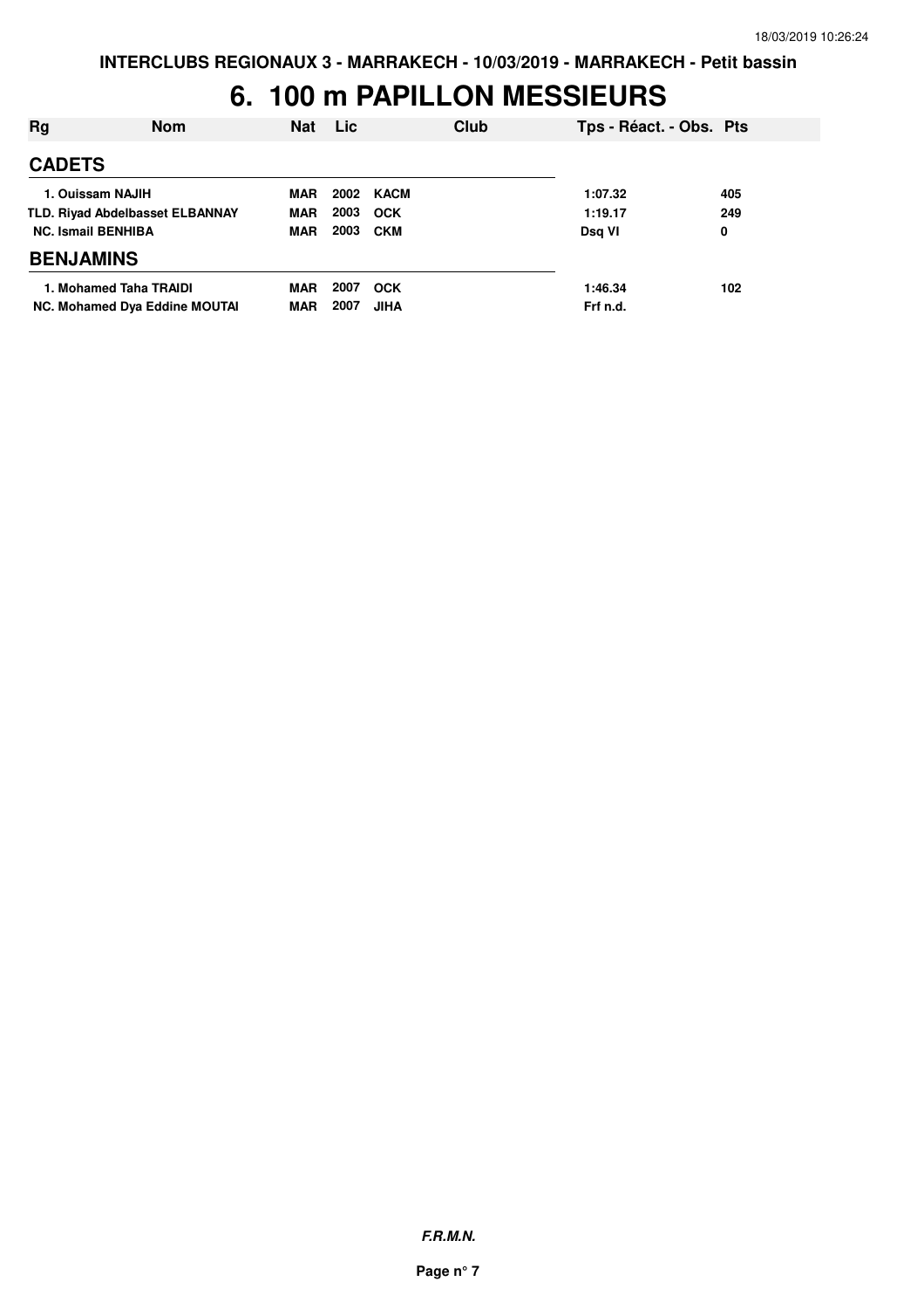INTERCLUBS REGIONAUX 3 - MARRAKECH - 10/03/2019 - MARRAKECH - Petit bassin

# 6. 100 m PAPILLON MESSIEURS

| Rg | Nom | Nat | Lic | Club | Tps - Réact. - Obs. | Pts |
|---|---|---|---|---|---|---|
| **CADETS** | | | | | | |
| 1. | Ouissam NAJIH | MAR | 2002 | KACM | 1:07.32 | 405 |
| TLD. | Riyad Abdelbasset ELBANNAY | MAR | 2003 | OCK | 1:19.17 | 249 |
| NC. | Ismail BENHIBA | MAR | 2003 | CKM | Dsq VI | 0 |
| **BENJAMINS** | | | | | | |
| 1. | Mohamed Taha TRAIDI | MAR | 2007 | OCK | 1:46.34 | 102 |
| NC. | Mohamed Dya Eddine MOUTAI | MAR | 2007 | JIHA | Frf n.d. | |

*F.R.M.N.*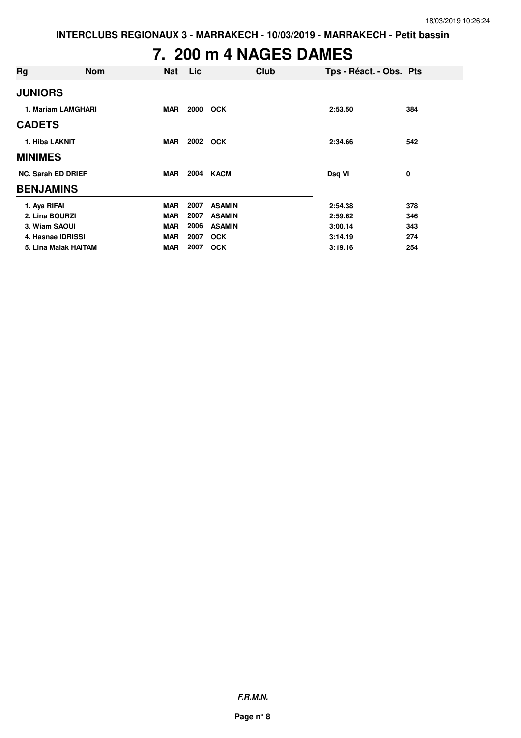INTERCLUBS REGIONAUX 3 - MARRAKECH - 10/03/2019 - MARRAKECH - Petit bassin

# 7. 200 m 4 NAGES DAMES

| Rg | Nom | Nat | Lic | Club | Tps - Réact. - Obs. | Pts |
|---|---|---|---|---|---|---|
| **JUNIORS** | | | | | | |
| 1. | Mariam LAMGHARI | MAR | 2000 | OCK | 2:53.50 | 384 |
| **CADETS** | | | | | | |
| 1. | Hiba LAKNIT | MAR | 2002 | OCK | 2:34.66 | 542 |
| **MINIMES** | | | | | | |
| NC. | Sarah ED DRIEF | MAR | 2004 | KACM | Dsq VI | 0 |
| **BENJAMINS** | | | | | | |
| 1. | Aya RIFAI | MAR | 2007 | ASAMIN | 2:54.38 | 378 |
| 2. | Lina BOURZI | MAR | 2007 | ASAMIN | 2:59.62 | 346 |
| 3. | Wiam SAOUI | MAR | 2006 | ASAMIN | 3:00.14 | 343 |
| 4. | Hasnae IDRISSI | MAR | 2007 | OCK | 3:14.19 | 274 |
| 5. | Lina Malak HAITAM | MAR | 2007 | OCK | 3:19.16 | 254 |

*F.R.M.N.*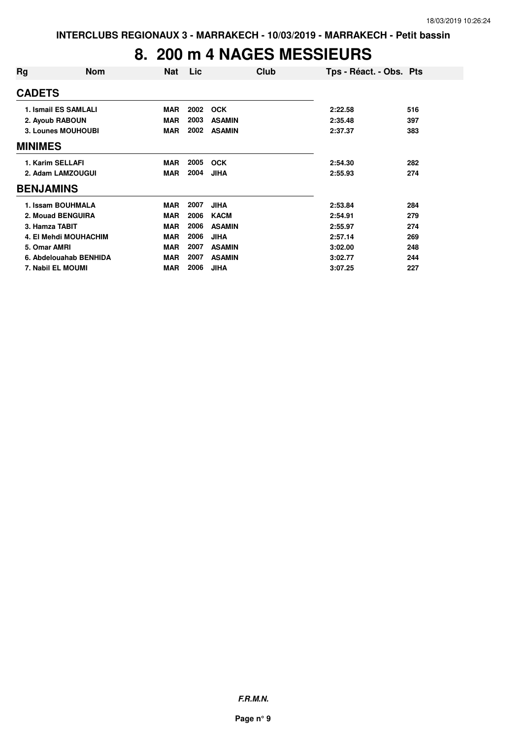# 8. 200 m 4 NAGES MESSIEURS

| Rg | Nom | Nat | Lic | Club | Tps - Réact. - Obs. | Pts |
|---|---|---|---|---|---|---|
| **CADETS** | | | | | | |
| 1. | Ismail ES SAMLALI | MAR | 2002 | OCK | 2:22.58 | 516 |
| 2. | Ayoub RABOUN | MAR | 2003 | ASAMIN | 2:35.48 | 397 |
| 3. | Lounes MOUHOUBI | MAR | 2002 | ASAMIN | 2:37.37 | 383 |
| **MINIMES** | | | | | | |
| 1. | Karim SELLAFI | MAR | 2005 | OCK | 2:54.30 | 282 |
| 2. | Adam LAMZOUGUI | MAR | 2004 | JIHA | 2:55.93 | 274 |
| **BENJAMINS** | | | | | | |
| 1. | Issam BOUHMALA | MAR | 2007 | JIHA | 2:53.84 | 284 |
| 2. | Mouad BENGUIRA | MAR | 2006 | KACM | 2:54.91 | 279 |
| 3. | Hamza TABIT | MAR | 2006 | ASAMIN | 2:55.97 | 274 |
| 4. | El Mehdi MOUHACHIM | MAR | 2006 | JIHA | 2:57.14 | 269 |
| 5. | Omar AMRI | MAR | 2007 | ASAMIN | 3:02.00 | 248 |
| 6. | Abdelouahab BENHIDA | MAR | 2007 | ASAMIN | 3:02.77 | 244 |
| 7. | Nabil EL MOUMI | MAR | 2006 | JIHA | 3:07.25 | 227 |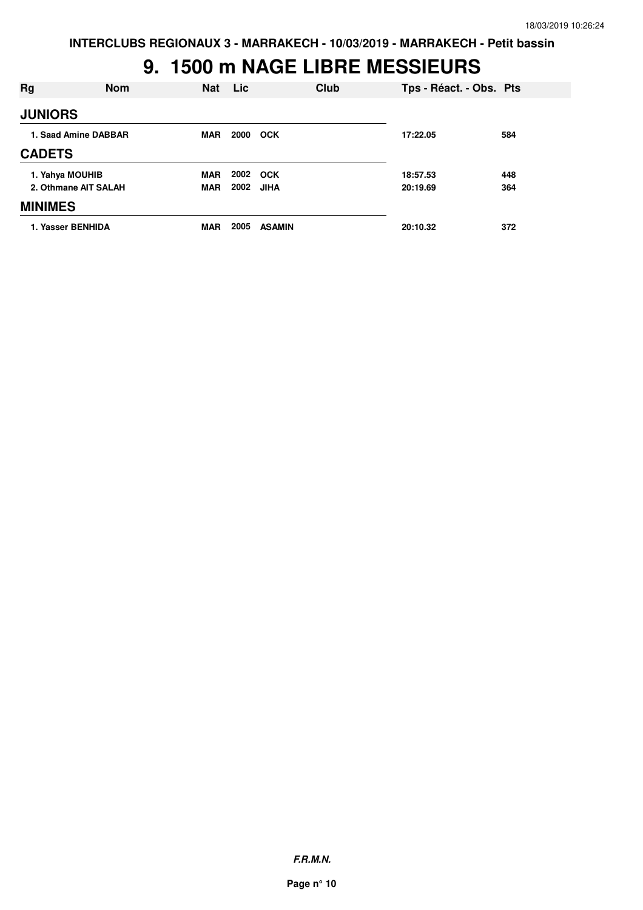# 9. 1500 m NAGE LIBRE MESSIEURS

| Rg | Nom | Nat | Lic | Club | Tps - Réact. - Obs. | Pts |
|---|---|---|---|---|---|---|
| **JUNIORS** | | | | | | |
| 1. | Saad Amine DABBAR | MAR | 2000 | OCK | 17:22.05 | 584 |
| **CADETS** | | | | | | |
| 1. | Yahya MOUHIB | MAR | 2002 | OCK | 18:57.53 | 448 |
| 2. | Othmane AIT SALAH | MAR | 2002 | JIHA | 20:19.69 | 364 |
| **MINIMES** | | | | | | |
| 1. | Yasser BENHIDA | MAR | 2005 | ASAMIN | 20:10.32 | 372 |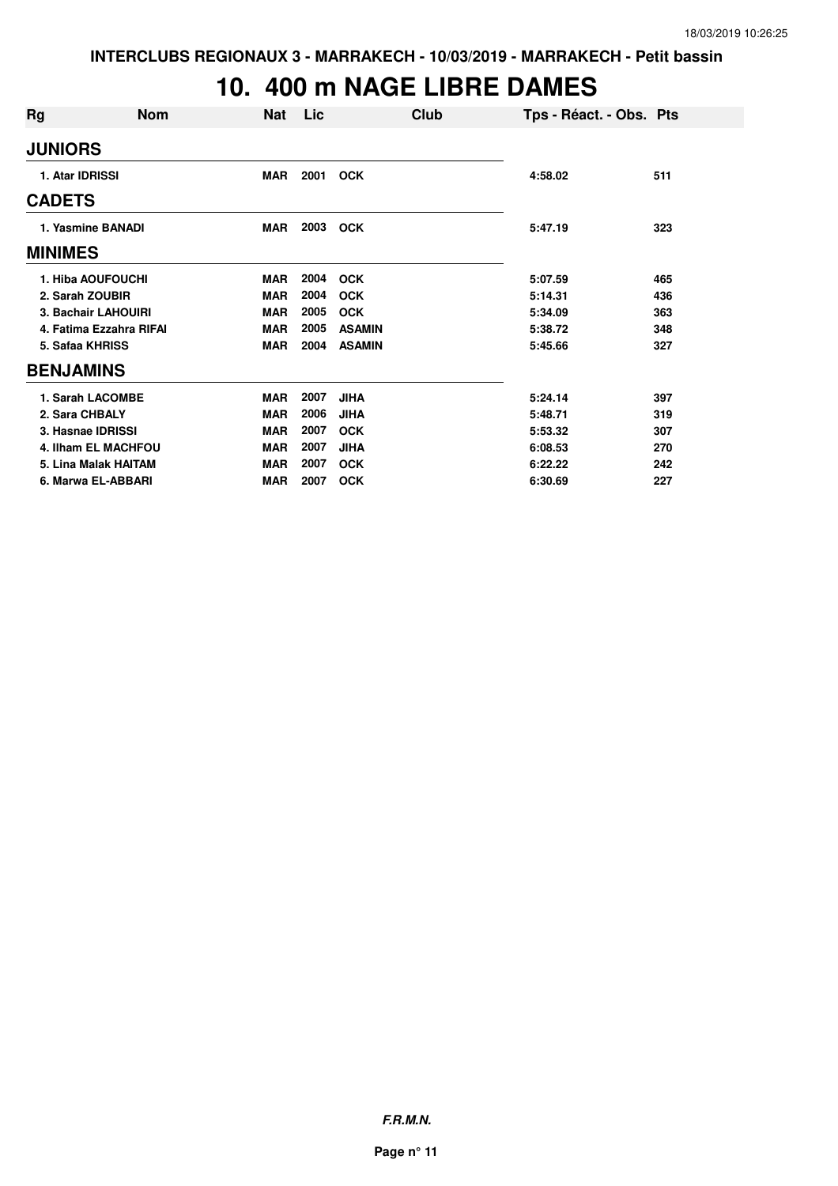**INTERCLUBS REGIONAUX 3 - MARRAKECH - 10/03/2019 - MARRAKECH - Petit bassin**

# 10. 400 m NAGE LIBRE DAMES

| Rg | Nom | Nat | Lic | Club | Tps - Réact. - Obs. | Pts |
|---|---|---|---|---|---|---|
| **JUNIORS** | | | | | | |
| 1. Atar IDRISSI | | MAR | 2001 | OCK | 4:58.02 | 511 |
| **CADETS** | | | | | | |
| 1. Yasmine BANADI | | MAR | 2003 | OCK | 5:47.19 | 323 |
| **MINIMES** | | | | | | |
| 1. Hiba AOUFOUCHI | | MAR | 2004 | OCK | 5:07.59 | 465 |
| 2. Sarah ZOUBIR | | MAR | 2004 | OCK | 5:14.31 | 436 |
| 3. Bachair LAHOUIRI | | MAR | 2005 | OCK | 5:34.09 | 363 |
| 4. Fatima Ezzahra RIFAI | | MAR | 2005 | ASAMIN | 5:38.72 | 348 |
| 5. Safaa KHRISS | | MAR | 2004 | ASAMIN | 5:45.66 | 327 |
| **BENJAMINS** | | | | | | |
| 1. Sarah LACOMBE | | MAR | 2007 | JIHA | 5:24.14 | 397 |
| 2. Sara CHBALY | | MAR | 2006 | JIHA | 5:48.71 | 319 |
| 3. Hasnae IDRISSI | | MAR | 2007 | OCK | 5:53.32 | 307 |
| 4. Ilham EL MACHFOU | | MAR | 2007 | JIHA | 6:08.53 | 270 |
| 5. Lina Malak HAITAM | | MAR | 2007 | OCK | 6:22.22 | 242 |
| 6. Marwa EL-ABBARI | | MAR | 2007 | OCK | 6:30.69 | 227 |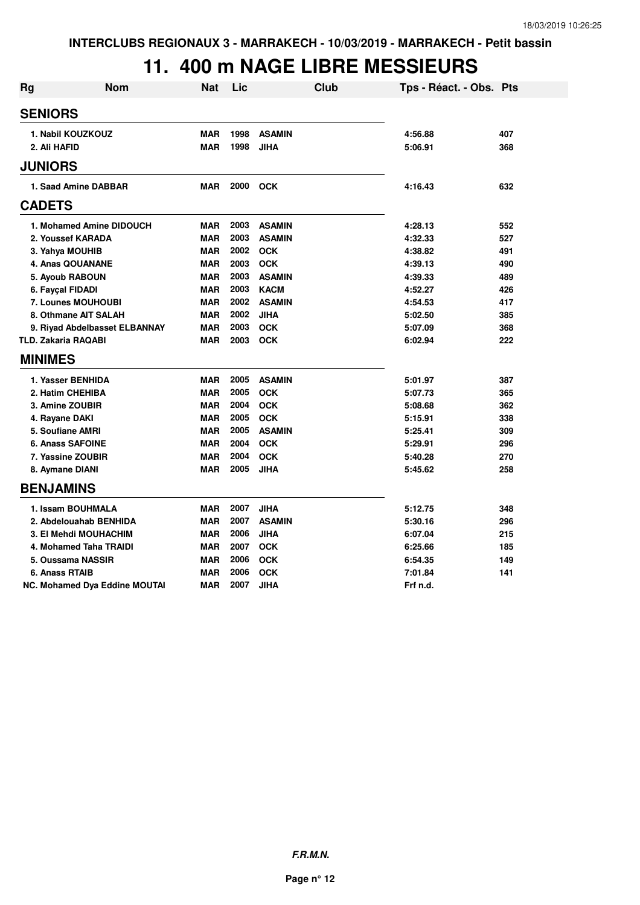INTERCLUBS REGIONAUX 3 - MARRAKECH - 10/03/2019 - MARRAKECH - Petit bassin

# 11. 400 m NAGE LIBRE MESSIEURS

| Rg | Nom | Nat | Lic | Club | Tps - Réact. - Obs. | Pts |
|---|---|---|---|---|---|---|
| **SENIORS** | | | | | | |
| 1. | Nabil KOUZKOUZ | MAR | 1998 | ASAMIN | 4:56.88 | 407 |
| 2. | Ali HAFID | MAR | 1998 | JIHA | 5:06.91 | 368 |
| **JUNIORS** | | | | | | |
| 1. | Saad Amine DABBAR | MAR | 2000 | OCK | 4:16.43 | 632 |
| **CADETS** | | | | | | |
| 1. | Mohamed Amine DIDOUCH | MAR | 2003 | ASAMIN | 4:28.13 | 552 |
| 2. | Youssef KARADA | MAR | 2003 | ASAMIN | 4:32.33 | 527 |
| 3. | Yahya MOUHIB | MAR | 2002 | OCK | 4:38.82 | 491 |
| 4. | Anas QOUANANE | MAR | 2003 | OCK | 4:39.13 | 490 |
| 5. | Ayoub RABOUN | MAR | 2003 | ASAMIN | 4:39.33 | 489 |
| 6. | Fayçal FIDADI | MAR | 2003 | KACM | 4:52.27 | 426 |
| 7. | Lounes MOUHOUBI | MAR | 2002 | ASAMIN | 4:54.53 | 417 |
| 8. | Othmane AIT SALAH | MAR | 2002 | JIHA | 5:02.50 | 385 |
| 9. | Riyad Abdelbasset ELBANNAY | MAR | 2003 | OCK | 5:07.09 | 368 |
| TLD. | Zakaria RAQABI | MAR | 2003 | OCK | 6:02.94 | 222 |
| **MINIMES** | | | | | | |
| 1. | Yasser BENHIDA | MAR | 2005 | ASAMIN | 5:01.97 | 387 |
| 2. | Hatim CHEHIBA | MAR | 2005 | OCK | 5:07.73 | 365 |
| 3. | Amine ZOUBIR | MAR | 2004 | OCK | 5:08.68 | 362 |
| 4. | Rayane DAKI | MAR | 2005 | OCK | 5:15.91 | 338 |
| 5. | Soufiane AMRI | MAR | 2005 | ASAMIN | 5:25.41 | 309 |
| 6. | Anass SAFOINE | MAR | 2004 | OCK | 5:29.91 | 296 |
| 7. | Yassine ZOUBIR | MAR | 2004 | OCK | 5:40.28 | 270 |
| 8. | Aymane DIANI | MAR | 2005 | JIHA | 5:45.62 | 258 |
| **BENJAMINS** | | | | | | |
| 1. | Issam BOUHMALA | MAR | 2007 | JIHA | 5:12.75 | 348 |
| 2. | Abdelouahab BENHIDA | MAR | 2007 | ASAMIN | 5:30.16 | 296 |
| 3. | El Mehdi MOUHACHIM | MAR | 2006 | JIHA | 6:07.04 | 215 |
| 4. | Mohamed Taha TRAIDI | MAR | 2007 | OCK | 6:25.66 | 185 |
| 5. | Oussama NASSIR | MAR | 2006 | OCK | 6:54.35 | 149 |
| 6. | Anass RTAIB | MAR | 2006 | OCK | 7:01.84 | 141 |
| NC. | Mohamed Dya Eddine MOUTAI | MAR | 2007 | JIHA | Frf n.d. | |

*F.R.M.N.*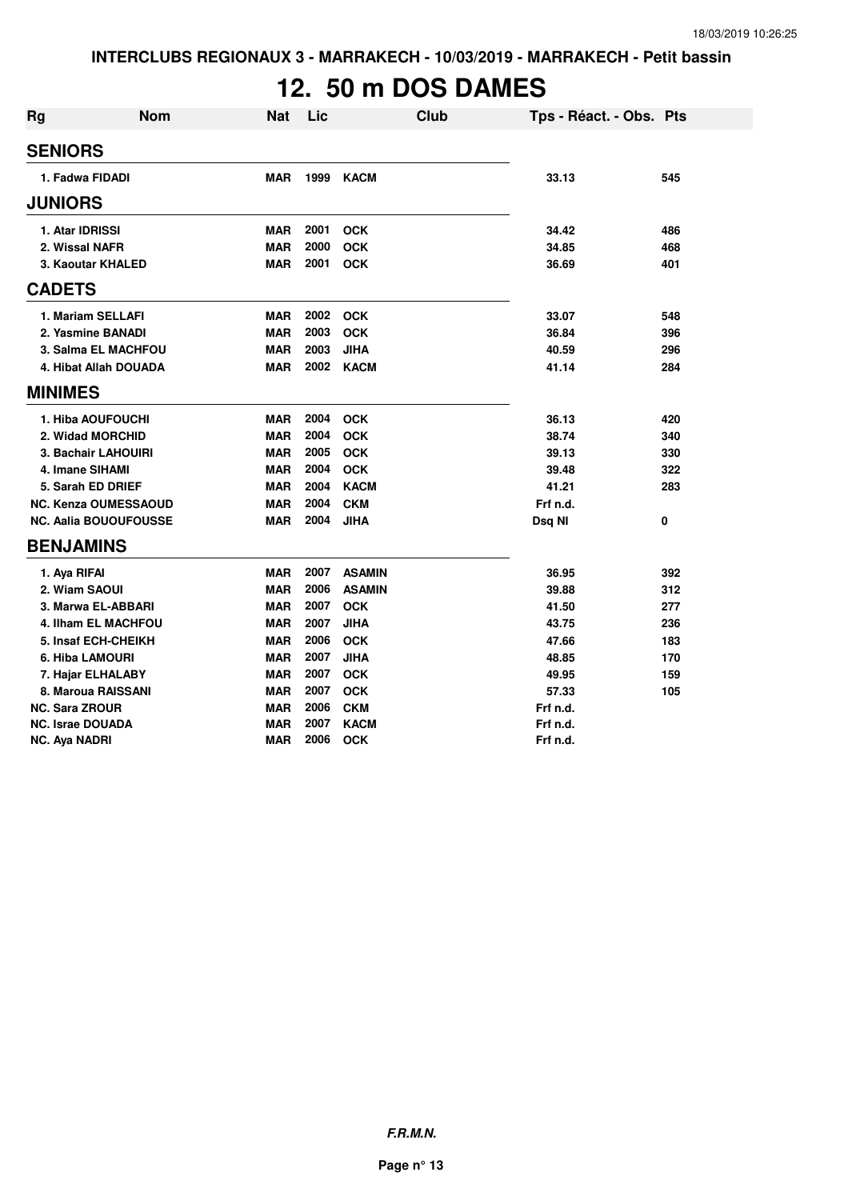INTERCLUBS REGIONAUX 3 - MARRAKECH - 10/03/2019 - MARRAKECH - Petit bassin

# 12. 50 m DOS DAMES

| Rg | Nom | Nat | Lic | Club | Tps - Réact. - Obs. | Pts |
|---|---|---|---|---|---|---|
| **SENIORS** | | | | | | |
| 1. | Fadwa FIDADI | MAR | 1999 | KACM | 33.13 | 545 |
| **JUNIORS** | | | | | | |
| 1. | Atar IDRISSI | MAR | 2001 | OCK | 34.42 | 486 |
| 2. | Wissal NAFR | MAR | 2000 | OCK | 34.85 | 468 |
| 3. | Kaoutar KHALED | MAR | 2001 | OCK | 36.69 | 401 |
| **CADETS** | | | | | | |
| 1. | Mariam SELLAFI | MAR | 2002 | OCK | 33.07 | 548 |
| 2. | Yasmine BANADI | MAR | 2003 | OCK | 36.84 | 396 |
| 3. | Salma EL MACHFOU | MAR | 2003 | JIHA | 40.59 | 296 |
| 4. | Hibat Allah DOUADA | MAR | 2002 | KACM | 41.14 | 284 |
| **MINIMES** | | | | | | |
| 1. | Hiba AOUFOUCHI | MAR | 2004 | OCK | 36.13 | 420 |
| 2. | Widad MORCHID | MAR | 2004 | OCK | 38.74 | 340 |
| 3. | Bachair LAHOUIRI | MAR | 2005 | OCK | 39.13 | 330 |
| 4. | Imane SIHAMI | MAR | 2004 | OCK | 39.48 | 322 |
| 5. | Sarah ED DRIEF | MAR | 2004 | KACM | 41.21 | 283 |
| NC. | Kenza OUMESSAOUD | MAR | 2004 | CKM | Frf n.d. | |
| NC. | Aalia BOUOUFOUSSE | MAR | 2004 | JIHA | Dsq NI | 0 |
| **BENJAMINS** | | | | | | |
| 1. | Aya RIFAI | MAR | 2007 | ASAMIN | 36.95 | 392 |
| 2. | Wiam SAOUI | MAR | 2006 | ASAMIN | 39.88 | 312 |
| 3. | Marwa EL-ABBARI | MAR | 2007 | OCK | 41.50 | 277 |
| 4. | Ilham EL MACHFOU | MAR | 2007 | JIHA | 43.75 | 236 |
| 5. | Insaf ECH-CHEIKH | MAR | 2006 | OCK | 47.66 | 183 |
| 6. | Hiba LAMOURI | MAR | 2007 | JIHA | 48.85 | 170 |
| 7. | Hajar ELHALABY | MAR | 2007 | OCK | 49.95 | 159 |
| 8. | Maroua RAISSANI | MAR | 2007 | OCK | 57.33 | 105 |
| NC. | Sara ZROUR | MAR | 2006 | CKM | Frf n.d. | |
| NC. | Israe DOUADA | MAR | 2007 | KACM | Frf n.d. | |
| NC. | Aya NADRI | MAR | 2006 | OCK | Frf n.d. | |

***F.R.M.N.***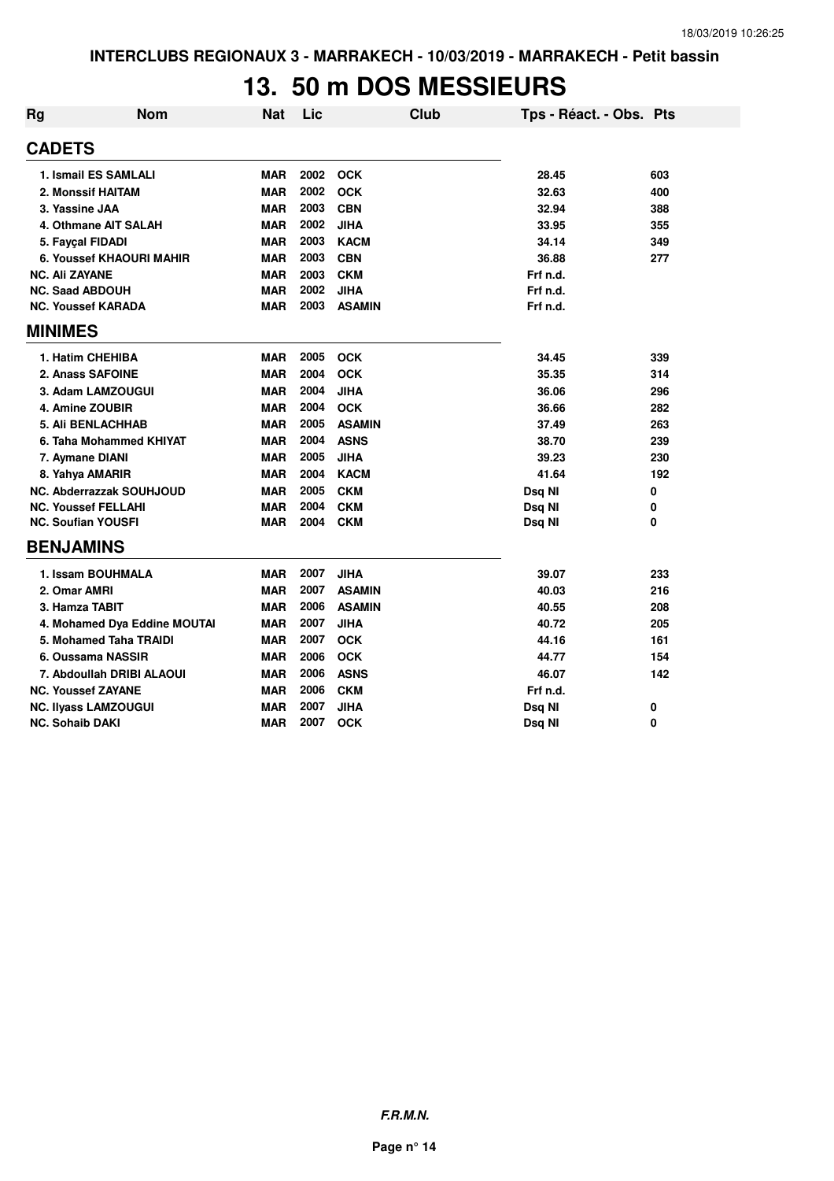# 13. 50 m DOS MESSIEURS

| Rg | Nom | Nat | Lic | Club | Tps - Réact. - Obs. | Pts |
|---|---|---|---|---|---|---|
| **CADETS** | | | | | | |
| 1. Ismail ES SAMLALI | | MAR | 2002 | OCK | 28.45 | 603 |
| 2. Monssif HAITAM | | MAR | 2002 | OCK | 32.63 | 400 |
| 3. Yassine JAA | | MAR | 2003 | CBN | 32.94 | 388 |
| 4. Othmane AIT SALAH | | MAR | 2002 | JIHA | 33.95 | 355 |
| 5. Fayçal FIDADI | | MAR | 2003 | KACM | 34.14 | 349 |
| 6. Youssef KHAOURI MAHIR | | MAR | 2003 | CBN | 36.88 | 277 |
| NC. Ali ZAYANE | | MAR | 2003 | CKM | Frf n.d. | |
| NC. Saad ABDOUH | | MAR | 2002 | JIHA | Frf n.d. | |
| NC. Youssef KARADA | | MAR | 2003 | ASAMIN | Frf n.d. | |
| **MINIMES** | | | | | | |
| 1. Hatim CHEHIBA | | MAR | 2005 | OCK | 34.45 | 339 |
| 2. Anass SAFOINE | | MAR | 2004 | OCK | 35.35 | 314 |
| 3. Adam LAMZOUGUI | | MAR | 2004 | JIHA | 36.06 | 296 |
| 4. Amine ZOUBIR | | MAR | 2004 | OCK | 36.66 | 282 |
| 5. Ali BENLACHHAB | | MAR | 2005 | ASAMIN | 37.49 | 263 |
| 6. Taha Mohammed KHIYAT | | MAR | 2004 | ASNS | 38.70 | 239 |
| 7. Aymane DIANI | | MAR | 2005 | JIHA | 39.23 | 230 |
| 8. Yahya AMARIR | | MAR | 2004 | KACM | 41.64 | 192 |
| NC. Abderrazzak SOUHJOUD | | MAR | 2005 | CKM | Dsq NI | 0 |
| NC. Youssef FELLAHI | | MAR | 2004 | CKM | Dsq NI | 0 |
| NC. Soufian YOUSFI | | MAR | 2004 | CKM | Dsq NI | 0 |
| **BENJAMINS** | | | | | | |
| 1. Issam BOUHMALA | | MAR | 2007 | JIHA | 39.07 | 233 |
| 2. Omar AMRI | | MAR | 2007 | ASAMIN | 40.03 | 216 |
| 3. Hamza TABIT | | MAR | 2006 | ASAMIN | 40.55 | 208 |
| 4. Mohamed Dya Eddine MOUTAI | | MAR | 2007 | JIHA | 40.72 | 205 |
| 5. Mohamed Taha TRAIDI | | MAR | 2007 | OCK | 44.16 | 161 |
| 6. Oussama NASSIR | | MAR | 2006 | OCK | 44.77 | 154 |
| 7. Abdoullah DRIBI ALAOUI | | MAR | 2006 | ASNS | 46.07 | 142 |
| NC. Youssef ZAYANE | | MAR | 2006 | CKM | Frf n.d. | |
| NC. Ilyass LAMZOUGUI | | MAR | 2007 | JIHA | Dsq NI | 0 |
| NC. Sohaib DAKI | | MAR | 2007 | OCK | Dsq NI | 0 |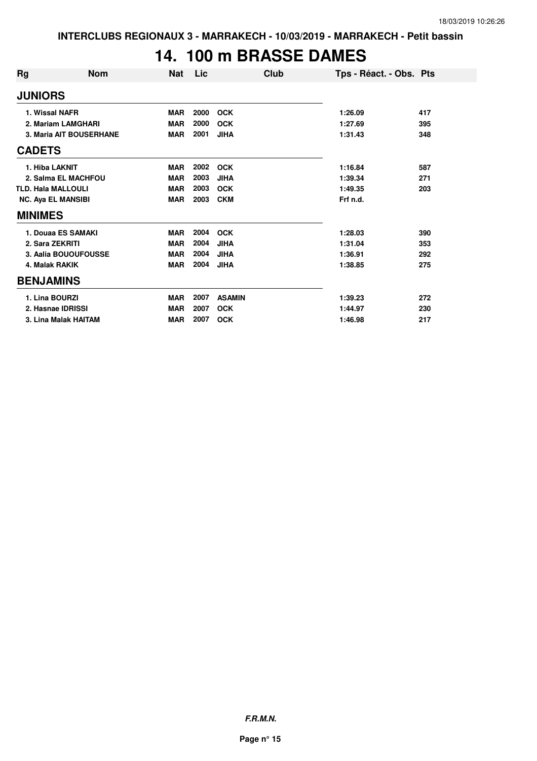# 14. 100 m BRASSE DAMES

| Rg | Nom | Nat | Lic | Club | Tps - Réact. - Obs. | Pts |
|---|---|---|---|---|---|---|
| **JUNIORS** | | | | | | |
| 1. | Wissal NAFR | MAR | 2000 | OCK | 1:26.09 | 417 |
| 2. | Mariam LAMGHARI | MAR | 2000 | OCK | 1:27.69 | 395 |
| 3. | Maria AIT BOUSERHANE | MAR | 2001 | JIHA | 1:31.43 | 348 |
| **CADETS** | | | | | | |
| 1. | Hiba LAKNIT | MAR | 2002 | OCK | 1:16.84 | 587 |
| 2. | Salma EL MACHFOU | MAR | 2003 | JIHA | 1:39.34 | 271 |
| TLD. | Hala MALLOULI | MAR | 2003 | OCK | 1:49.35 | 203 |
| NC. | Aya EL MANSIBI | MAR | 2003 | CKM | Frf n.d. | |
| **MINIMES** | | | | | | |
| 1. | Douaa ES SAMAKI | MAR | 2004 | OCK | 1:28.03 | 390 |
| 2. | Sara ZEKRITI | MAR | 2004 | JIHA | 1:31.04 | 353 |
| 3. | Aalia BOUOUFOUSSE | MAR | 2004 | JIHA | 1:36.91 | 292 |
| 4. | Malak RAKIK | MAR | 2004 | JIHA | 1:38.85 | 275 |
| **BENJAMINS** | | | | | | |
| 1. | Lina BOURZI | MAR | 2007 | ASAMIN | 1:39.23 | 272 |
| 2. | Hasnae IDRISSI | MAR | 2007 | OCK | 1:44.97 | 230 |
| 3. | Lina Malak HAITAM | MAR | 2007 | OCK | 1:46.98 | 217 |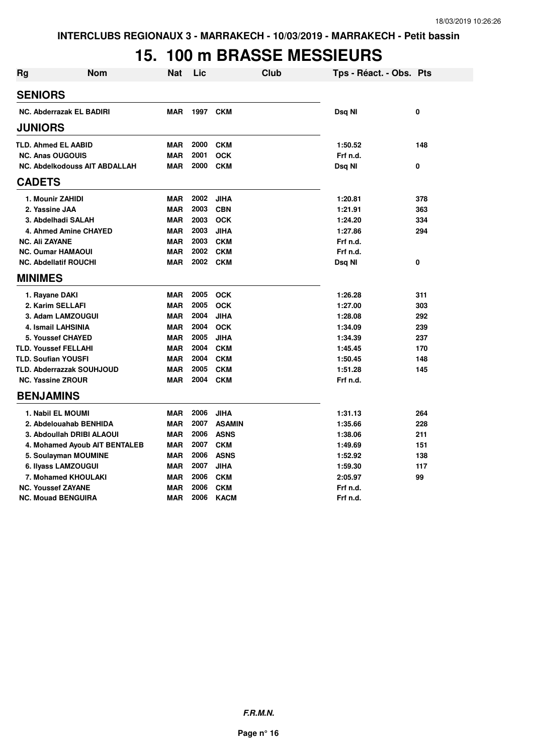INTERCLUBS REGIONAUX 3 - MARRAKECH - 10/03/2019 - MARRAKECH - Petit bassin

# 15. 100 m BRASSE MESSIEURS

| Rg | Nom | Nat | Lic | Club | Tps - Réact. - Obs. | Pts |
|---|---|---|---|---|---|---|
| **SENIORS** | | | | | | |
| NC. | Abderrazak EL BADIRI | MAR | 1997 | CKM | Dsq NI | 0 |
| **JUNIORS** | | | | | | |
| TLD. | Ahmed EL AABID | MAR | 2000 | CKM | 1:50.52 | 148 |
| NC. | Anas OUGOUIS | MAR | 2001 | OCK | Frf n.d. | |
| NC. | Abdelkodouss AIT ABDALLAH | MAR | 2000 | CKM | Dsq NI | 0 |
| **CADETS** | | | | | | |
| 1. | Mounir ZAHIDI | MAR | 2002 | JIHA | 1:20.81 | 378 |
| 2. | Yassine JAA | MAR | 2003 | CBN | 1:21.91 | 363 |
| 3. | Abdelhadi SALAH | MAR | 2003 | OCK | 1:24.20 | 334 |
| 4. | Ahmed Amine CHAYED | MAR | 2003 | JIHA | 1:27.86 | 294 |
| NC. | Ali ZAYANE | MAR | 2003 | CKM | Frf n.d. | |
| NC. | Oumar HAMAOUI | MAR | 2002 | CKM | Frf n.d. | |
| NC. | Abdellatif ROUCHI | MAR | 2002 | CKM | Dsq NI | 0 |
| **MINIMES** | | | | | | |
| 1. | Rayane DAKI | MAR | 2005 | OCK | 1:26.28 | 311 |
| 2. | Karim SELLAFI | MAR | 2005 | OCK | 1:27.00 | 303 |
| 3. | Adam LAMZOUGUI | MAR | 2004 | JIHA | 1:28.08 | 292 |
| 4. | Ismail LAHSINIA | MAR | 2004 | OCK | 1:34.09 | 239 |
| 5. | Youssef CHAYED | MAR | 2005 | JIHA | 1:34.39 | 237 |
| TLD. | Youssef FELLAHI | MAR | 2004 | CKM | 1:45.45 | 170 |
| TLD. | Soufian YOUSFI | MAR | 2004 | CKM | 1:50.45 | 148 |
| TLD. | Abderrazzak SOUHJOUD | MAR | 2005 | CKM | 1:51.28 | 145 |
| NC. | Yassine ZROUR | MAR | 2004 | CKM | Frf n.d. | |
| **BENJAMINS** | | | | | | |
| 1. | Nabil EL MOUMI | MAR | 2006 | JIHA | 1:31.13 | 264 |
| 2. | Abdelouahab BENHIDA | MAR | 2007 | ASAMIN | 1:35.66 | 228 |
| 3. | Abdoullah DRIBI ALAOUI | MAR | 2006 | ASNS | 1:38.06 | 211 |
| 4. | Mohamed Ayoub AIT BENTALEB | MAR | 2007 | CKM | 1:49.69 | 151 |
| 5. | Soulayman MOUMINE | MAR | 2006 | ASNS | 1:52.92 | 138 |
| 6. | Ilyass LAMZOUGUI | MAR | 2007 | JIHA | 1:59.30 | 117 |
| 7. | Mohamed KHOULAKI | MAR | 2006 | CKM | 2:05.97 | 99 |
| NC. | Youssef ZAYANE | MAR | 2006 | CKM | Frf n.d. | |
| NC. | Mouad BENGUIRA | MAR | 2006 | KACM | Frf n.d. | |

***F.R.M.N.***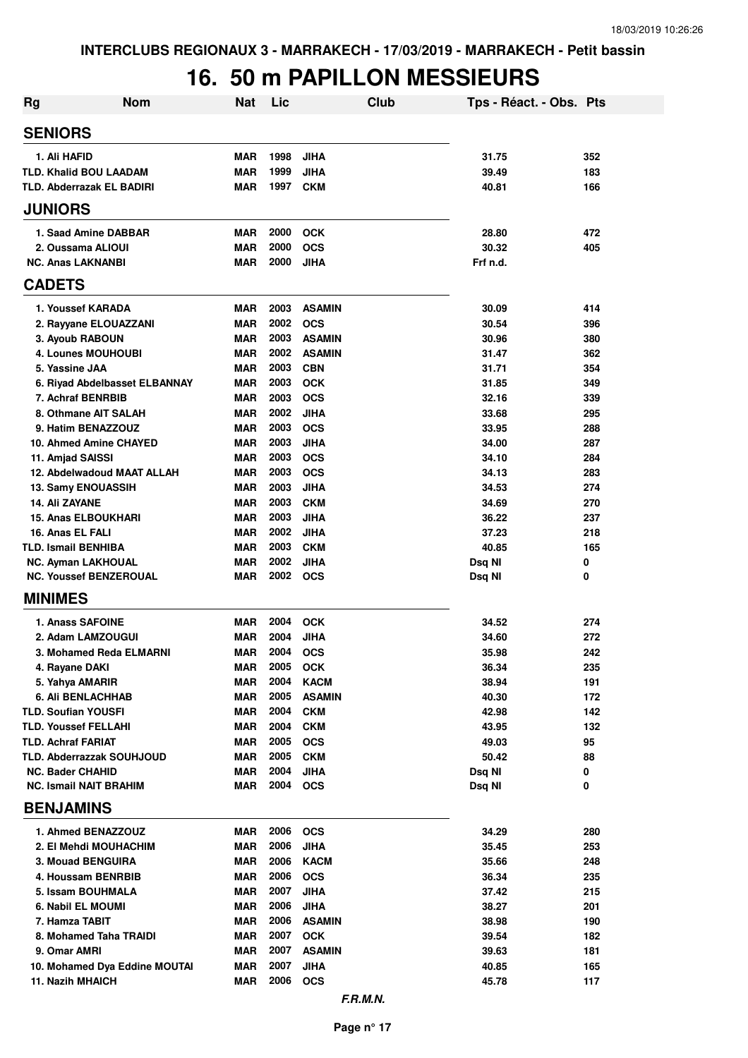INTERCLUBS REGIONAUX 3 - MARRAKECH - 17/03/2019 - MARRAKECH - Petit bassin

# 16. 50 m PAPILLON MESSIEURS

| Rg | Nom | Nat | Lic | Club | Tps - Réact. - Obs. | Pts |
|---|---|---|---|---|---|---|
| **SENIORS** | | | | | | |
| 1. | Ali HAFID | MAR | 1998 | JIHA | 31.75 | 352 |
| TLD. | Khalid BOU LAADAM | MAR | 1999 | JIHA | 39.49 | 183 |
| TLD. | Abderrazak EL BADIRI | MAR | 1997 | CKM | 40.81 | 166 |
| **JUNIORS** | | | | | | |
| 1. | Saad Amine DABBAR | MAR | 2000 | OCK | 28.80 | 472 |
| 2. | Oussama ALIOUI | MAR | 2000 | OCS | 30.32 | 405 |
| NC. | Anas LAKNANBI | MAR | 2000 | JIHA | Frf n.d. | |
| **CADETS** | | | | | | |
| 1. | Youssef KARADA | MAR | 2003 | ASAMIN | 30.09 | 414 |
| 2. | Rayyane ELOUAZZANI | MAR | 2002 | OCS | 30.54 | 396 |
| 3. | Ayoub RABOUN | MAR | 2003 | ASAMIN | 30.96 | 380 |
| 4. | Lounes MOUHOUBI | MAR | 2002 | ASAMIN | 31.47 | 362 |
| 5. | Yassine JAA | MAR | 2003 | CBN | 31.71 | 354 |
| 6. | Riyad Abdelbasset ELBANNAY | MAR | 2003 | OCK | 31.85 | 349 |
| 7. | Achraf BENRBIB | MAR | 2003 | OCS | 32.16 | 339 |
| 8. | Othmane AIT SALAH | MAR | 2002 | JIHA | 33.68 | 295 |
| 9. | Hatim BENAZZOUZ | MAR | 2003 | OCS | 33.95 | 288 |
| 10. | Ahmed Amine CHAYED | MAR | 2003 | JIHA | 34.00 | 287 |
| 11. | Amjad SAISSI | MAR | 2003 | OCS | 34.10 | 284 |
| 12. | Abdelwadoud MAAT ALLAH | MAR | 2003 | OCS | 34.13 | 283 |
| 13. | Samy ENOUASSIH | MAR | 2003 | JIHA | 34.53 | 274 |
| 14. | Ali ZAYANE | MAR | 2003 | CKM | 34.69 | 270 |
| 15. | Anas ELBOUKHARI | MAR | 2003 | JIHA | 36.22 | 237 |
| 16. | Anas EL FALI | MAR | 2002 | JIHA | 37.23 | 218 |
| TLD. | Ismail BENHIBA | MAR | 2003 | CKM | 40.85 | 165 |
| NC. | Ayman LAKHOUAL | MAR | 2002 | JIHA | Dsq NI | 0 |
| NC. | Youssef BENZEROUAL | MAR | 2002 | OCS | Dsq NI | 0 |
| **MINIMES** | | | | | | |
| 1. | Anass SAFOINE | MAR | 2004 | OCK | 34.52 | 274 |
| 2. | Adam LAMZOUGUI | MAR | 2004 | JIHA | 34.60 | 272 |
| 3. | Mohamed Reda ELMARNI | MAR | 2004 | OCS | 35.98 | 242 |
| 4. | Rayane DAKI | MAR | 2005 | OCK | 36.34 | 235 |
| 5. | Yahya AMARIR | MAR | 2004 | KACM | 38.94 | 191 |
| 6. | Ali BENLACHHAB | MAR | 2005 | ASAMIN | 40.30 | 172 |
| TLD. | Soufian YOUSFI | MAR | 2004 | CKM | 42.98 | 142 |
| TLD. | Youssef FELLAHI | MAR | 2004 | CKM | 43.95 | 132 |
| TLD. | Achraf FARIAT | MAR | 2005 | OCS | 49.03 | 95 |
| TLD. | Abderrazzak SOUHJOUD | MAR | 2005 | CKM | 50.42 | 88 |
| NC. | Bader CHAHID | MAR | 2004 | JIHA | Dsq NI | 0 |
| NC. | Ismail NAIT BRAHIM | MAR | 2004 | OCS | Dsq NI | 0 |
| **BENJAMINS** | | | | | | |
| 1. | Ahmed BENAZZOUZ | MAR | 2006 | OCS | 34.29 | 280 |
| 2. | El Mehdi MOUHACHIM | MAR | 2006 | JIHA | 35.45 | 253 |
| 3. | Mouad BENGUIRA | MAR | 2006 | KACM | 35.66 | 248 |
| 4. | Houssam BENRBIB | MAR | 2006 | OCS | 36.34 | 235 |
| 5. | Issam BOUHMALA | MAR | 2007 | JIHA | 37.42 | 215 |
| 6. | Nabil EL MOUMI | MAR | 2006 | JIHA | 38.27 | 201 |
| 7. | Hamza TABIT | MAR | 2006 | ASAMIN | 38.98 | 190 |
| 8. | Mohamed Taha TRAIDI | MAR | 2007 | OCK | 39.54 | 182 |
| 9. | Omar AMRI | MAR | 2007 | ASAMIN | 39.63 | 181 |
| 10. | Mohamed Dya Eddine MOUTAI | MAR | 2007 | JIHA | 40.85 | 165 |
| 11. | Nazih MHAICH | MAR | 2006 | OCS | 45.78 | 117 |

*F.R.M.N.*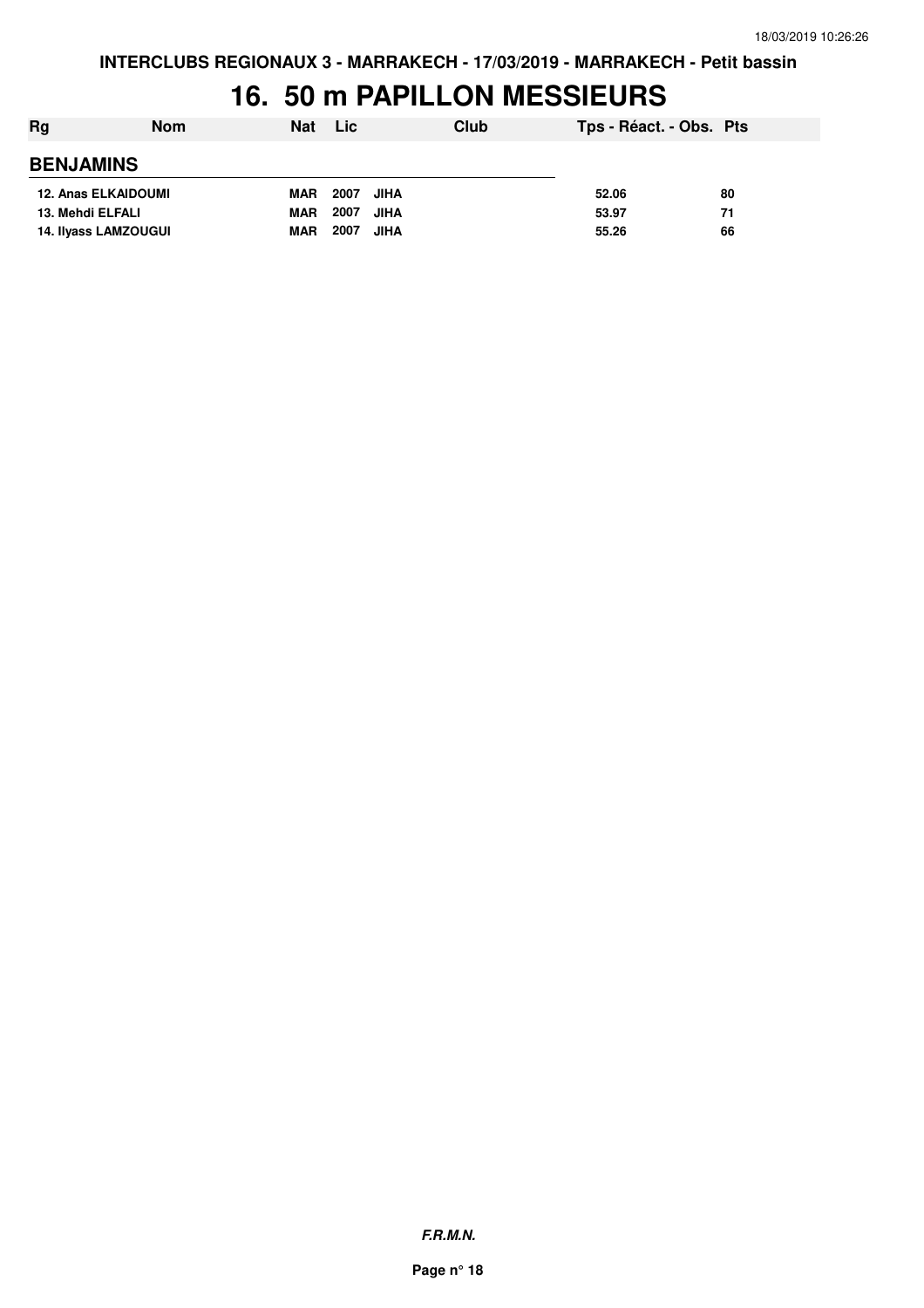# 16. 50 m PAPILLON MESSIEURS

| Rg | Nom | Nat | Lic | Club | Tps - Réact. - Obs. | Pts |
|---|---|---|---|---|---|---|
| **BENJAMINS** | | | | | | |
| 12. Anas ELKAIDOUMI | | MAR | 2007 | JIHA | 52.06 | 80 |
| 13. Mehdi ELFALI | | MAR | 2007 | JIHA | 53.97 | 71 |
| 14. Ilyass LAMZOUGUI | | MAR | 2007 | JIHA | 55.26 | 66 |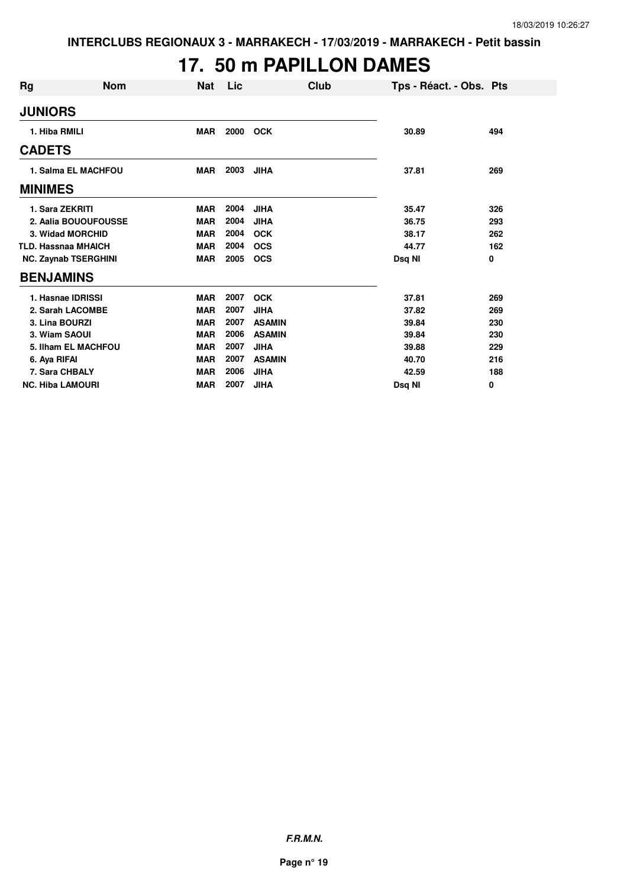# 17. 50 m PAPILLON DAMES

| Rg | Nom | Nat | Lic | Club | Tps - Réact. - Obs. | Pts |
|---|---|---|---|---|---|---|
| **JUNIORS** | | | | | | |
| 1. | Hiba RMILI | MAR | 2000 | OCK | 30.89 | 494 |
| **CADETS** | | | | | | |
| 1. | Salma EL MACHFOU | MAR | 2003 | JIHA | 37.81 | 269 |
| **MINIMES** | | | | | | |
| 1. | Sara ZEKRITI | MAR | 2004 | JIHA | 35.47 | 326 |
| 2. | Aalia BOUOUFOUSSE | MAR | 2004 | JIHA | 36.75 | 293 |
| 3. | Widad MORCHID | MAR | 2004 | OCK | 38.17 | 262 |
| TLD. | Hassnaa MHAICH | MAR | 2004 | OCS | 44.77 | 162 |
| NC. | Zaynab TSERGHINI | MAR | 2005 | OCS | Dsq NI | 0 |
| **BENJAMINS** | | | | | | |
| 1. | Hasnae IDRISSI | MAR | 2007 | OCK | 37.81 | 269 |
| 2. | Sarah LACOMBE | MAR | 2007 | JIHA | 37.82 | 269 |
| 3. | Lina BOURZI | MAR | 2007 | ASAMIN | 39.84 | 230 |
| 3. | Wiam SAOUI | MAR | 2006 | ASAMIN | 39.84 | 230 |
| 5. | Ilham EL MACHFOU | MAR | 2007 | JIHA | 39.88 | 229 |
| 6. | Aya RIFAI | MAR | 2007 | ASAMIN | 40.70 | 216 |
| 7. | Sara CHBALY | MAR | 2006 | JIHA | 42.59 | 188 |
| NC. | Hiba LAMOURI | MAR | 2007 | JIHA | Dsq NI | 0 |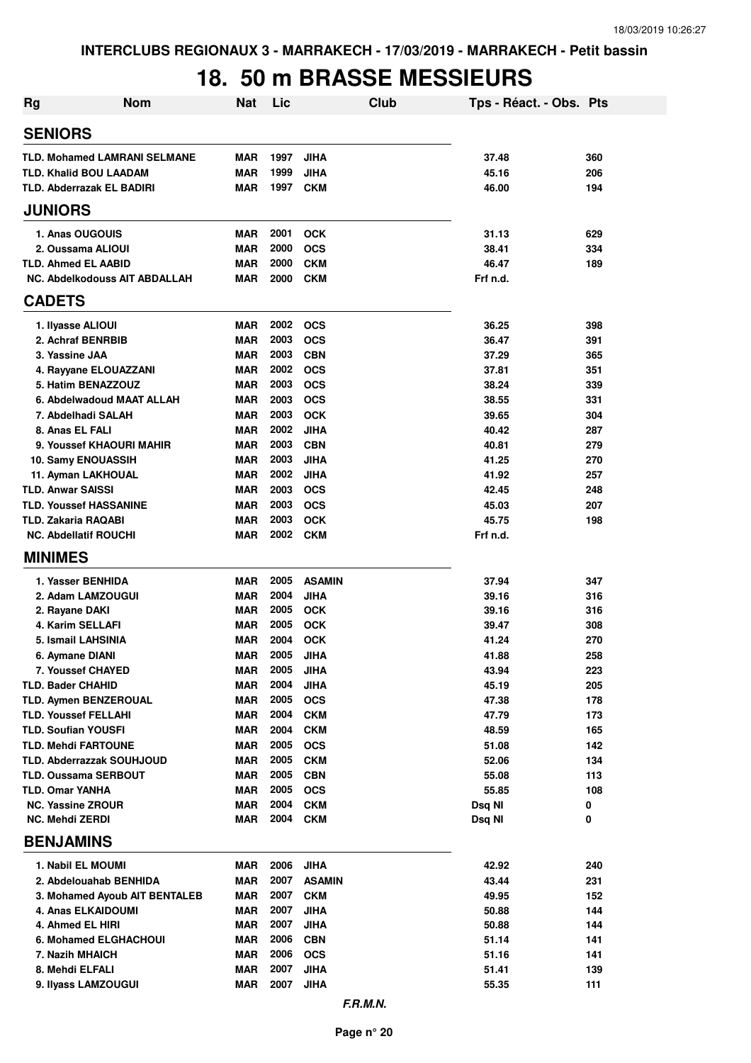# 18. 50 m BRASSE MESSIEURS

| Rg | Nom | Nat | Lic | Club | Tps - Réact. - Obs. | Pts |
|---|---|---|---|---|---|---|
| **SENIORS** | | | | | | |
| TLD. | Mohamed LAMRANI SELMANE | MAR | 1997 | JIHA | 37.48 | 360 |
| TLD. | Khalid BOU LAADAM | MAR | 1999 | JIHA | 45.16 | 206 |
| TLD. | Abderrazak EL BADIRI | MAR | 1997 | CKM | 46.00 | 194 |
| **JUNIORS** | | | | | | |
| 1. | Anas OUGOUIS | MAR | 2001 | OCK | 31.13 | 629 |
| 2. | Oussama ALIOUI | MAR | 2000 | OCS | 38.41 | 334 |
| TLD. | Ahmed EL AABID | MAR | 2000 | CKM | 46.47 | 189 |
| NC. | Abdelkodouss AIT ABDALLAH | MAR | 2000 | CKM | Frf n.d. | |
| **CADETS** | | | | | | |
| 1. | Ilyasse ALIOUI | MAR | 2002 | OCS | 36.25 | 398 |
| 2. | Achraf BENRBIB | MAR | 2003 | OCS | 36.47 | 391 |
| 3. | Yassine JAA | MAR | 2003 | CBN | 37.29 | 365 |
| 4. | Rayyane ELOUAZZANI | MAR | 2002 | OCS | 37.81 | 351 |
| 5. | Hatim BENAZZOUZ | MAR | 2003 | OCS | 38.24 | 339 |
| 6. | Abdelwadoud MAAT ALLAH | MAR | 2003 | OCS | 38.55 | 331 |
| 7. | Abdelhadi SALAH | MAR | 2003 | OCK | 39.65 | 304 |
| 8. | Anas EL FALI | MAR | 2002 | JIHA | 40.42 | 287 |
| 9. | Youssef KHAOURI MAHIR | MAR | 2003 | CBN | 40.81 | 279 |
| 10. | Samy ENOUASSIH | MAR | 2003 | JIHA | 41.25 | 270 |
| 11. | Ayman LAKHOUAL | MAR | 2002 | JIHA | 41.92 | 257 |
| TLD. | Anwar SAISSI | MAR | 2003 | OCS | 42.45 | 248 |
| TLD. | Youssef HASSANINE | MAR | 2003 | OCS | 45.03 | 207 |
| TLD. | Zakaria RAQABI | MAR | 2003 | OCK | 45.75 | 198 |
| NC. | Abdellatif ROUCHI | MAR | 2002 | CKM | Frf n.d. | |
| **MINIMES** | | | | | | |
| 1. | Yasser BENHIDA | MAR | 2005 | ASAMIN | 37.94 | 347 |
| 2. | Adam LAMZOUGUI | MAR | 2004 | JIHA | 39.16 | 316 |
| 2. | Rayane DAKI | MAR | 2005 | OCK | 39.16 | 316 |
| 4. | Karim SELLAFI | MAR | 2005 | OCK | 39.47 | 308 |
| 5. | Ismail LAHSINIA | MAR | 2004 | OCK | 41.24 | 270 |
| 6. | Aymane DIANI | MAR | 2005 | JIHA | 41.88 | 258 |
| 7. | Youssef CHAYED | MAR | 2005 | JIHA | 43.94 | 223 |
| TLD. | Bader CHAHID | MAR | 2004 | JIHA | 45.19 | 205 |
| TLD. | Aymen BENZEROUAL | MAR | 2005 | OCS | 47.38 | 178 |
| TLD. | Youssef FELLAHI | MAR | 2004 | CKM | 47.79 | 173 |
| TLD. | Soufian YOUSFI | MAR | 2004 | CKM | 48.59 | 165 |
| TLD. | Mehdi FARTOUNE | MAR | 2005 | OCS | 51.08 | 142 |
| TLD. | Abderrazzak SOUHJOUD | MAR | 2005 | CKM | 52.06 | 134 |
| TLD. | Oussama SERBOUT | MAR | 2005 | CBN | 55.08 | 113 |
| TLD. | Omar YANHA | MAR | 2005 | OCS | 55.85 | 108 |
| NC. | Yassine ZROUR | MAR | 2004 | CKM | Dsq NI | 0 |
| NC. | Mehdi ZERDI | MAR | 2004 | CKM | Dsq NI | 0 |
| **BENJAMINS** | | | | | | |
| 1. | Nabil EL MOUMI | MAR | 2006 | JIHA | 42.92 | 240 |
| 2. | Abdelouahab BENHIDA | MAR | 2007 | ASAMIN | 43.44 | 231 |
| 3. | Mohamed Ayoub AIT BENTALEB | MAR | 2007 | CKM | 49.95 | 152 |
| 4. | Anas ELKAIDOUMI | MAR | 2007 | JIHA | 50.88 | 144 |
| 4. | Ahmed EL HIRI | MAR | 2007 | JIHA | 50.88 | 144 |
| 6. | Mohamed ELGHACHOUI | MAR | 2006 | CBN | 51.14 | 141 |
| 7. | Nazih MHAICH | MAR | 2006 | OCS | 51.16 | 141 |
| 8. | Mehdi ELFALI | MAR | 2007 | JIHA | 51.41 | 139 |
| 9. | Ilyass LAMZOUGUI | MAR | 2007 | JIHA | 55.35 | 111 |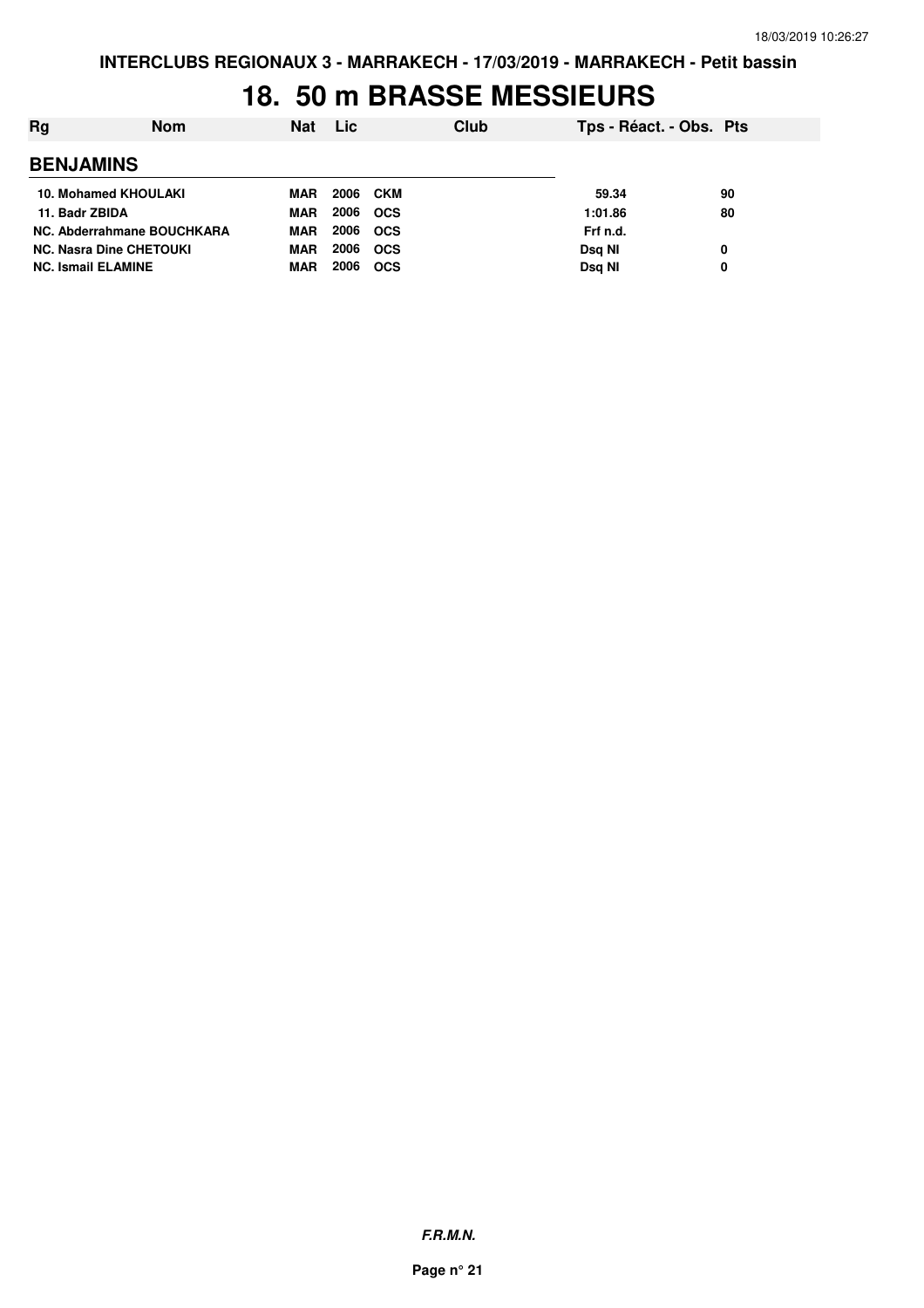INTERCLUBS REGIONAUX 3 - MARRAKECH - 17/03/2019 - MARRAKECH - Petit bassin

# 18. 50 m BRASSE MESSIEURS

| Rg | Nom | Nat | Lic | Club | Tps - Réact. - Obs. | Pts |
|---|---|---|---|---|---|---|

## BENJAMINS

| Rg | Nom | Nat | Lic | Club | Tps - Réact. - Obs. | Pts |
|---|---|---|---|---|---|---|
| 10. | Mohamed KHOULAKI | MAR | 2006 | CKM | 59.34 | 90 |
| 11. | Badr ZBIDA | MAR | 2006 | OCS | 1:01.86 | 80 |
| NC. | Abderrahmane BOUCHKARA | MAR | 2006 | OCS | Frf n.d. | |
| NC. | Nasra Dine CHETOUKI | MAR | 2006 | OCS | Dsq NI | 0 |
| NC. | Ismail ELAMINE | MAR | 2006 | OCS | Dsq NI | 0 |

*F.R.M.N.*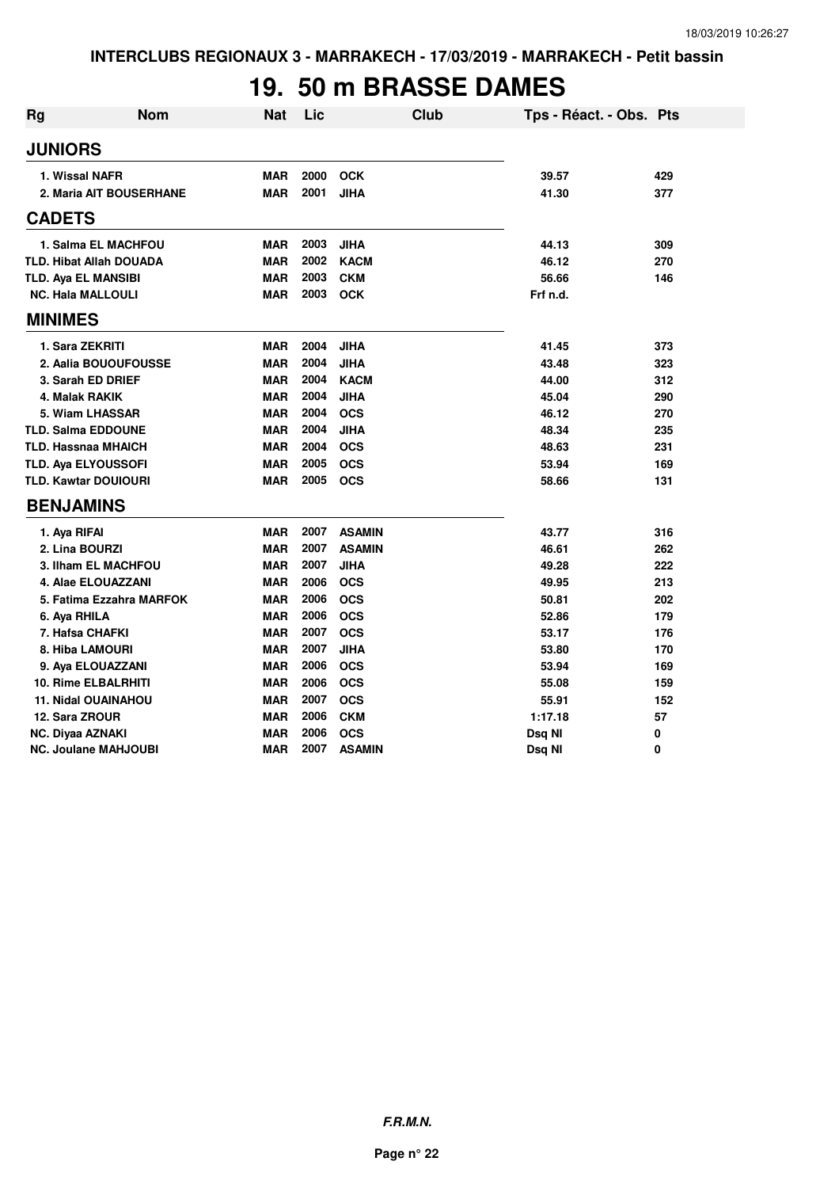INTERCLUBS REGIONAUX 3 - MARRAKECH - 17/03/2019 - MARRAKECH - Petit bassin

# 19. 50 m BRASSE DAMES

| Rg | Nom | Nat | Lic | Club | Tps - Réact. - Obs. | Pts |
|---|---|---|---|---|---|---|
| **JUNIORS** | | | | | | |
| 1. | Wissal NAFR | MAR | 2000 | OCK | 39.57 | 429 |
| 2. | Maria AIT BOUSERHANE | MAR | 2001 | JIHA | 41.30 | 377 |
| **CADETS** | | | | | | |
| 1. | Salma EL MACHFOU | MAR | 2003 | JIHA | 44.13 | 309 |
| TLD. | Hibat Allah DOUADA | MAR | 2002 | KACM | 46.12 | 270 |
| TLD. | Aya EL MANSIBI | MAR | 2003 | CKM | 56.66 | 146 |
| NC. | Hala MALLOULI | MAR | 2003 | OCK | Frf n.d. | |
| **MINIMES** | | | | | | |
| 1. | Sara ZEKRITI | MAR | 2004 | JIHA | 41.45 | 373 |
| 2. | Aalia BOUOUFOUSSE | MAR | 2004 | JIHA | 43.48 | 323 |
| 3. | Sarah ED DRIEF | MAR | 2004 | KACM | 44.00 | 312 |
| 4. | Malak RAKIK | MAR | 2004 | JIHA | 45.04 | 290 |
| 5. | Wiam LHASSAR | MAR | 2004 | OCS | 46.12 | 270 |
| TLD. | Salma EDDOUNE | MAR | 2004 | JIHA | 48.34 | 235 |
| TLD. | Hassnaa MHAICH | MAR | 2004 | OCS | 48.63 | 231 |
| TLD. | Aya ELYOUSSOFI | MAR | 2005 | OCS | 53.94 | 169 |
| TLD. | Kawtar DOUIOURI | MAR | 2005 | OCS | 58.66 | 131 |
| **BENJAMINS** | | | | | | |
| 1. | Aya RIFAI | MAR | 2007 | ASAMIN | 43.77 | 316 |
| 2. | Lina BOURZI | MAR | 2007 | ASAMIN | 46.61 | 262 |
| 3. | Ilham EL MACHFOU | MAR | 2007 | JIHA | 49.28 | 222 |
| 4. | Alae ELOUAZZANI | MAR | 2006 | OCS | 49.95 | 213 |
| 5. | Fatima Ezzahra MARFOK | MAR | 2006 | OCS | 50.81 | 202 |
| 6. | Aya RHILA | MAR | 2006 | OCS | 52.86 | 179 |
| 7. | Hafsa CHAFKI | MAR | 2007 | OCS | 53.17 | 176 |
| 8. | Hiba LAMOURI | MAR | 2007 | JIHA | 53.80 | 170 |
| 9. | Aya ELOUAZZANI | MAR | 2006 | OCS | 53.94 | 169 |
| 10. | Rime ELBALRHITI | MAR | 2006 | OCS | 55.08 | 159 |
| 11. | Nidal OUAINAHOU | MAR | 2007 | OCS | 55.91 | 152 |
| 12. | Sara ZROUR | MAR | 2006 | CKM | 1:17.18 | 57 |
| NC. | Diyaa AZNAKI | MAR | 2006 | OCS | Dsq NI | 0 |
| NC. | Joulane MAHJOUBI | MAR | 2007 | ASAMIN | Dsq NI | 0 |

*F.R.M.N.*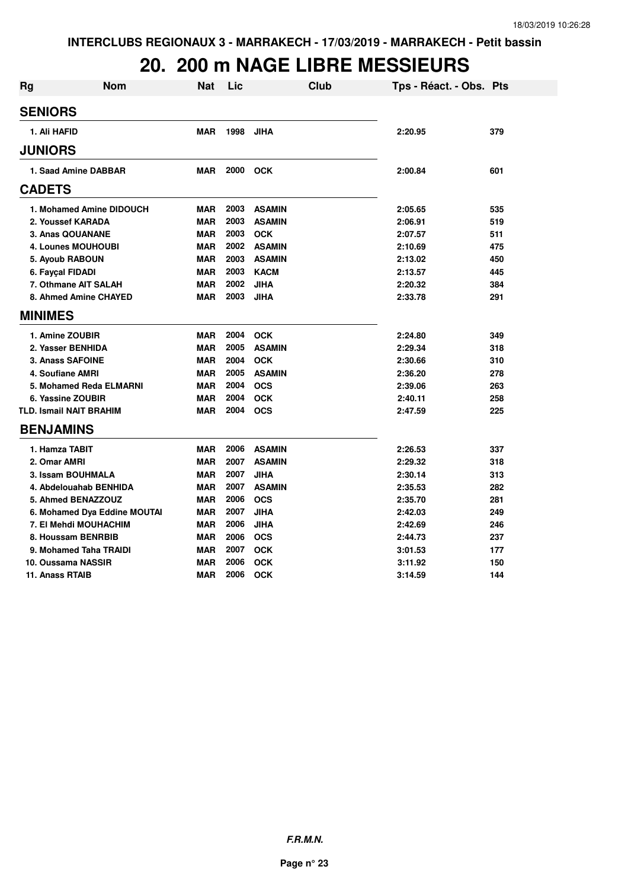INTERCLUBS REGIONAUX 3 - MARRAKECH - 17/03/2019 - MARRAKECH - Petit bassin

# 20. 200 m NAGE LIBRE MESSIEURS

| Rg | Nom | Nat | Lic | Club | Tps - Réact. - Obs. | Pts |
|---|---|---|---|---|---|---|
| **SENIORS** | | | | | | |
| 1. | Ali HAFID | MAR | 1998 | JIHA | 2:20.95 | 379 |
| **JUNIORS** | | | | | | |
| 1. | Saad Amine DABBAR | MAR | 2000 | OCK | 2:00.84 | 601 |
| **CADETS** | | | | | | |
| 1. | Mohamed Amine DIDOUCH | MAR | 2003 | ASAMIN | 2:05.65 | 535 |
| 2. | Youssef KARADA | MAR | 2003 | ASAMIN | 2:06.91 | 519 |
| 3. | Anas QOUANANE | MAR | 2003 | OCK | 2:07.57 | 511 |
| 4. | Lounes MOUHOUBI | MAR | 2002 | ASAMIN | 2:10.69 | 475 |
| 5. | Ayoub RABOUN | MAR | 2003 | ASAMIN | 2:13.02 | 450 |
| 6. | Fayçal FIDADI | MAR | 2003 | KACM | 2:13.57 | 445 |
| 7. | Othmane AIT SALAH | MAR | 2002 | JIHA | 2:20.32 | 384 |
| 8. | Ahmed Amine CHAYED | MAR | 2003 | JIHA | 2:33.78 | 291 |
| **MINIMES** | | | | | | |
| 1. | Amine ZOUBIR | MAR | 2004 | OCK | 2:24.80 | 349 |
| 2. | Yasser BENHIDA | MAR | 2005 | ASAMIN | 2:29.34 | 318 |
| 3. | Anass SAFOINE | MAR | 2004 | OCK | 2:30.66 | 310 |
| 4. | Soufiane AMRI | MAR | 2005 | ASAMIN | 2:36.20 | 278 |
| 5. | Mohamed Reda ELMARNI | MAR | 2004 | OCS | 2:39.06 | 263 |
| 6. | Yassine ZOUBIR | MAR | 2004 | OCK | 2:40.11 | 258 |
| TLD. | Ismail NAIT BRAHIM | MAR | 2004 | OCS | 2:47.59 | 225 |
| **BENJAMINS** | | | | | | |
| 1. | Hamza TABIT | MAR | 2006 | ASAMIN | 2:26.53 | 337 |
| 2. | Omar AMRI | MAR | 2007 | ASAMIN | 2:29.32 | 318 |
| 3. | Issam BOUHMALA | MAR | 2007 | JIHA | 2:30.14 | 313 |
| 4. | Abdelouahab BENHIDA | MAR | 2007 | ASAMIN | 2:35.53 | 282 |
| 5. | Ahmed BENAZZOUZ | MAR | 2006 | OCS | 2:35.70 | 281 |
| 6. | Mohamed Dya Eddine MOUTAI | MAR | 2007 | JIHA | 2:42.03 | 249 |
| 7. | El Mehdi MOUHACHIM | MAR | 2006 | JIHA | 2:42.69 | 246 |
| 8. | Houssam BENRBIB | MAR | 2006 | OCS | 2:44.73 | 237 |
| 9. | Mohamed Taha TRAIDI | MAR | 2007 | OCK | 3:01.53 | 177 |
| 10. | Oussama NASSIR | MAR | 2006 | OCK | 3:11.92 | 150 |
| 11. | Anass RTAIB | MAR | 2006 | OCK | 3:14.59 | 144 |

*F.R.M.N.*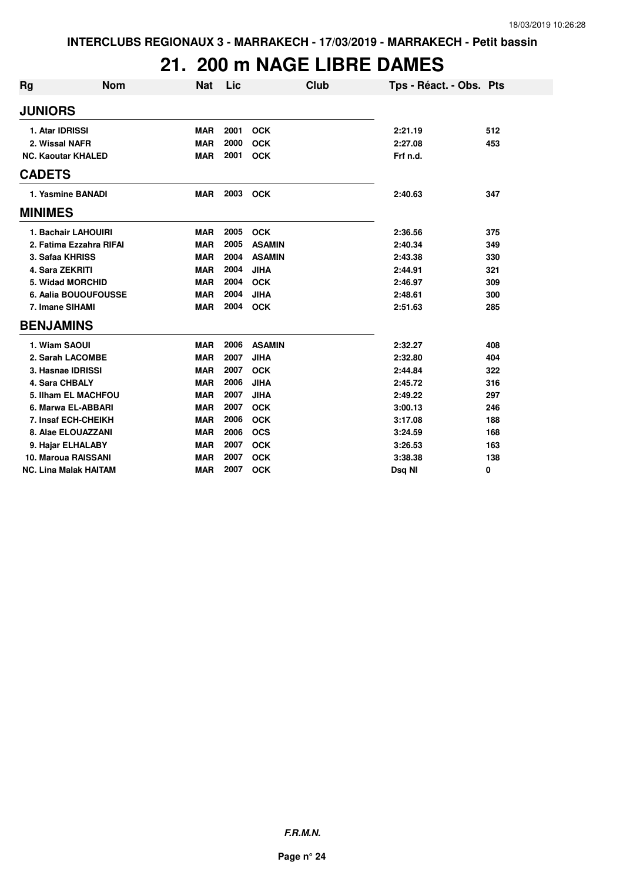# 21. 200 m NAGE LIBRE DAMES

| Rg | Nom | Nat | Lic | Club | Tps - Réact. - Obs. | Pts |
|---|---|---|---|---|---|---|
| **JUNIORS** | | | | | | |
| 1. Atar IDRISSI | | MAR | 2001 | OCK | 2:21.19 | 512 |
| 2. Wissal NAFR | | MAR | 2000 | OCK | 2:27.08 | 453 |
| NC. Kaoutar KHALED | | MAR | 2001 | OCK | Frf n.d. | |
| **CADETS** | | | | | | |
| 1. Yasmine BANADI | | MAR | 2003 | OCK | 2:40.63 | 347 |
| **MINIMES** | | | | | | |
| 1. Bachair LAHOUIRI | | MAR | 2005 | OCK | 2:36.56 | 375 |
| 2. Fatima Ezzahra RIFAI | | MAR | 2005 | ASAMIN | 2:40.34 | 349 |
| 3. Safaa KHRISS | | MAR | 2004 | ASAMIN | 2:43.38 | 330 |
| 4. Sara ZEKRITI | | MAR | 2004 | JIHA | 2:44.91 | 321 |
| 5. Widad MORCHID | | MAR | 2004 | OCK | 2:46.97 | 309 |
| 6. Aalia BOUOUFOUSSE | | MAR | 2004 | JIHA | 2:48.61 | 300 |
| 7. Imane SIHAMI | | MAR | 2004 | OCK | 2:51.63 | 285 |
| **BENJAMINS** | | | | | | |
| 1. Wiam SAOUI | | MAR | 2006 | ASAMIN | 2:32.27 | 408 |
| 2. Sarah LACOMBE | | MAR | 2007 | JIHA | 2:32.80 | 404 |
| 3. Hasnae IDRISSI | | MAR | 2007 | OCK | 2:44.84 | 322 |
| 4. Sara CHBALY | | MAR | 2006 | JIHA | 2:45.72 | 316 |
| 5. Ilham EL MACHFOU | | MAR | 2007 | JIHA | 2:49.22 | 297 |
| 6. Marwa EL-ABBARI | | MAR | 2007 | OCK | 3:00.13 | 246 |
| 7. Insaf ECH-CHEIKH | | MAR | 2006 | OCK | 3:17.08 | 188 |
| 8. Alae ELOUAZZANI | | MAR | 2006 | OCS | 3:24.59 | 168 |
| 9. Hajar ELHALABY | | MAR | 2007 | OCK | 3:26.53 | 163 |
| 10. Maroua RAISSANI | | MAR | 2007 | OCK | 3:38.38 | 138 |
| NC. Lina Malak HAITAM | | MAR | 2007 | OCK | Dsq NI | 0 |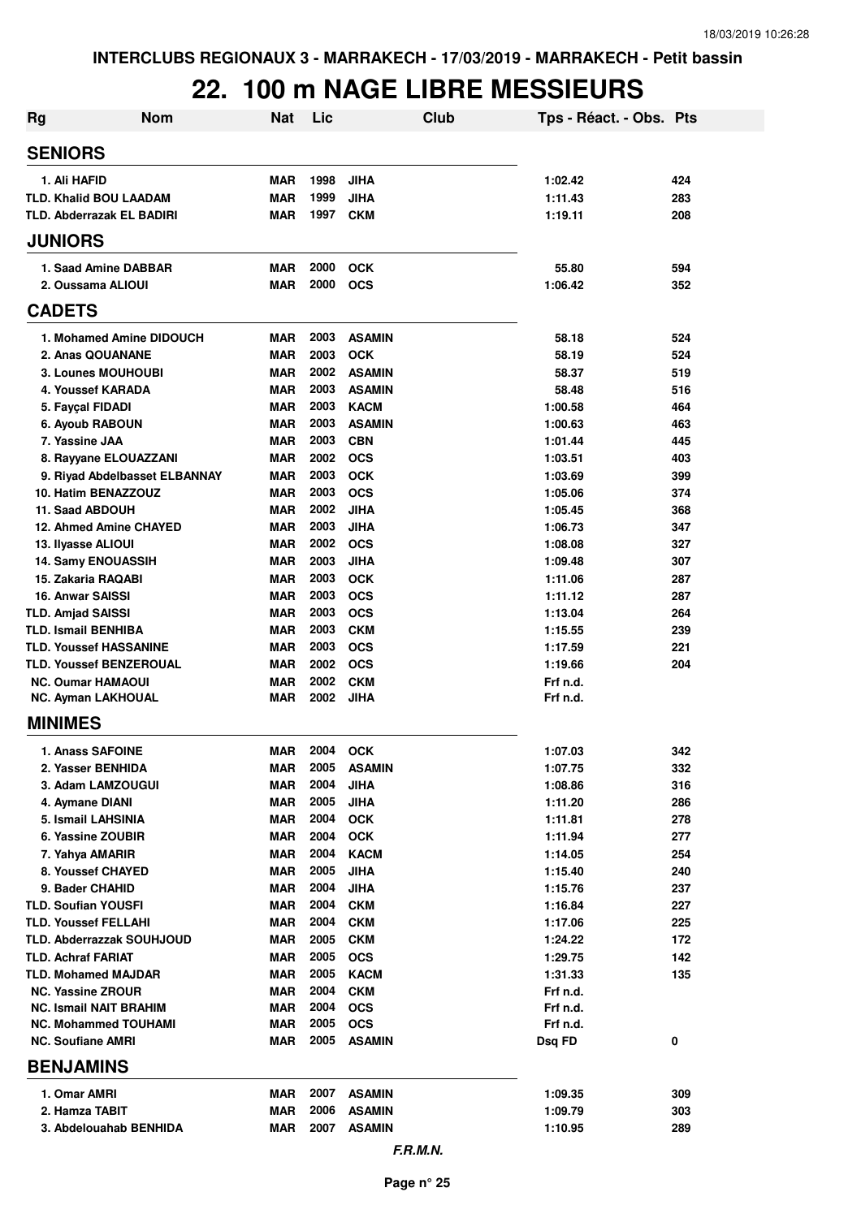INTERCLUBS REGIONAUX 3 - MARRAKECH - 17/03/2019 - MARRAKECH - Petit bassin

# 22. 100 m NAGE LIBRE MESSIEURS

| Rg | Nom | Nat | Lic | Club | Tps - Réact. - Obs. | Pts |
|---|---|---|---|---|---|---|
| **SENIORS** | | | | | | |
| 1. Ali HAFID | | MAR | 1998 | JIHA | 1:02.42 | 424 |
| TLD. Khalid BOU LAADAM | | MAR | 1999 | JIHA | 1:11.43 | 283 |
| TLD. Abderrazak EL BADIRI | | MAR | 1997 | CKM | 1:19.11 | 208 |
| **JUNIORS** | | | | | | |
| 1. Saad Amine DABBAR | | MAR | 2000 | OCK | 55.80 | 594 |
| 2. Oussama ALIOUI | | MAR | 2000 | OCS | 1:06.42 | 352 |
| **CADETS** | | | | | | |
| 1. Mohamed Amine DIDOUCH | | MAR | 2003 | ASAMIN | 58.18 | 524 |
| 2. Anas QOUANANE | | MAR | 2003 | OCK | 58.19 | 524 |
| 3. Lounes MOUHOUBI | | MAR | 2002 | ASAMIN | 58.37 | 519 |
| 4. Youssef KARADA | | MAR | 2003 | ASAMIN | 58.48 | 516 |
| 5. Fayçal FIDADI | | MAR | 2003 | KACM | 1:00.58 | 464 |
| 6. Ayoub RABOUN | | MAR | 2003 | ASAMIN | 1:00.63 | 463 |
| 7. Yassine JAA | | MAR | 2003 | CBN | 1:01.44 | 445 |
| 8. Rayyane ELOUAZZANI | | MAR | 2002 | OCS | 1:03.51 | 403 |
| 9. Riyad Abdelbasset ELBANNAY | | MAR | 2003 | OCK | 1:03.69 | 399 |
| 10. Hatim BENAZZOUZ | | MAR | 2003 | OCS | 1:05.06 | 374 |
| 11. Saad ABDOUH | | MAR | 2002 | JIHA | 1:05.45 | 368 |
| 12. Ahmed Amine CHAYED | | MAR | 2003 | JIHA | 1:06.73 | 347 |
| 13. Ilyasse ALIOUI | | MAR | 2002 | OCS | 1:08.08 | 327 |
| 14. Samy ENOUASSIH | | MAR | 2003 | JIHA | 1:09.48 | 307 |
| 15. Zakaria RAQABI | | MAR | 2003 | OCK | 1:11.06 | 287 |
| 16. Anwar SAISSI | | MAR | 2003 | OCS | 1:11.12 | 287 |
| TLD. Amjad SAISSI | | MAR | 2003 | OCS | 1:13.04 | 264 |
| TLD. Ismail BENHIBA | | MAR | 2003 | CKM | 1:15.55 | 239 |
| TLD. Youssef HASSANINE | | MAR | 2003 | OCS | 1:17.59 | 221 |
| TLD. Youssef BENZEROUAL | | MAR | 2002 | OCS | 1:19.66 | 204 |
| NC. Oumar HAMAOUI | | MAR | 2002 | CKM | Frf n.d. | |
| NC. Ayman LAKHOUAL | | MAR | 2002 | JIHA | Frf n.d. | |
| **MINIMES** | | | | | | |
| 1. Anass SAFOINE | | MAR | 2004 | OCK | 1:07.03 | 342 |
| 2. Yasser BENHIDA | | MAR | 2005 | ASAMIN | 1:07.75 | 332 |
| 3. Adam LAMZOUGUI | | MAR | 2004 | JIHA | 1:08.86 | 316 |
| 4. Aymane DIANI | | MAR | 2005 | JIHA | 1:11.20 | 286 |
| 5. Ismail LAHSINIA | | MAR | 2004 | OCK | 1:11.81 | 278 |
| 6. Yassine ZOUBIR | | MAR | 2004 | OCK | 1:11.94 | 277 |
| 7. Yahya AMARIR | | MAR | 2004 | KACM | 1:14.05 | 254 |
| 8. Youssef CHAYED | | MAR | 2005 | JIHA | 1:15.40 | 240 |
| 9. Bader CHAHID | | MAR | 2004 | JIHA | 1:15.76 | 237 |
| TLD. Soufian YOUSFI | | MAR | 2004 | CKM | 1:16.84 | 227 |
| TLD. Youssef FELLAHI | | MAR | 2004 | CKM | 1:17.06 | 225 |
| TLD. Abderrazak SOUHJOUD | | MAR | 2005 | CKM | 1:24.22 | 172 |
| TLD. Achraf FARIAT | | MAR | 2005 | OCS | 1:29.75 | 142 |
| TLD. Mohamed MAJDAR | | MAR | 2005 | KACM | 1:31.33 | 135 |
| NC. Yassine ZROUR | | MAR | 2004 | CKM | Frf n.d. | |
| NC. Ismail NAIT BRAHIM | | MAR | 2004 | OCS | Frf n.d. | |
| NC. Mohammed TOUHAMI | | MAR | 2005 | OCS | Frf n.d. | |
| NC. Soufiane AMRI | | MAR | 2005 | ASAMIN | Dsq FD | 0 |
| **BENJAMINS** | | | | | | |
| 1. Omar AMRI | | MAR | 2007 | ASAMIN | 1:09.35 | 309 |
| 2. Hamza TABIT | | MAR | 2006 | ASAMIN | 1:09.79 | 303 |
| 3. Abdelouahab BENHIDA | | MAR | 2007 | ASAMIN | 1:10.95 | 289 |

*F.R.M.N.*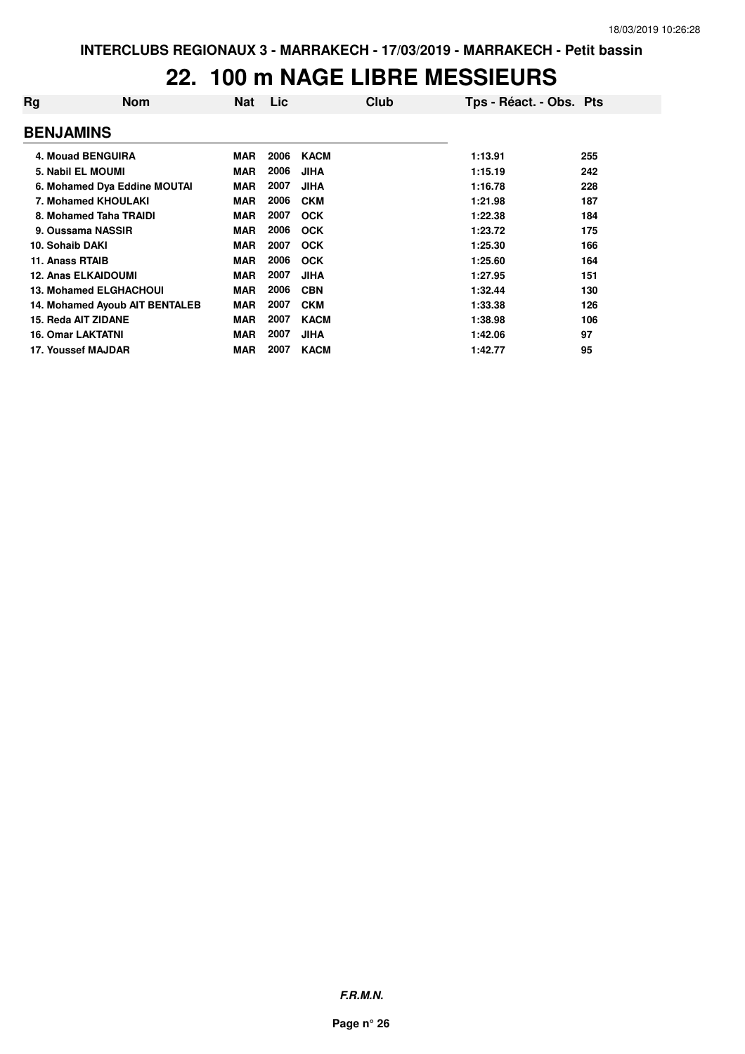INTERCLUBS REGIONAUX 3 - MARRAKECH - 17/03/2019 - MARRAKECH - Petit bassin

# 22. 100 m NAGE LIBRE MESSIEURS

| Rg | Nom | Nat | Lic | Club | Tps - Réact. - Obs. | Pts |
|---|---|---|---|---|---|---|
| **BENJAMINS** | | | | | | |
| 4. | Mouad BENGUIRA | MAR | 2006 | KACM | 1:13.91 | 255 |
| 5. | Nabil EL MOUMI | MAR | 2006 | JIHA | 1:15.19 | 242 |
| 6. | Mohamed Dya Eddine MOUTAI | MAR | 2007 | JIHA | 1:16.78 | 228 |
| 7. | Mohamed KHOULAKI | MAR | 2006 | CKM | 1:21.98 | 187 |
| 8. | Mohamed Taha TRAIDI | MAR | 2007 | OCK | 1:22.38 | 184 |
| 9. | Oussama NASSIR | MAR | 2006 | OCK | 1:23.72 | 175 |
| 10. | Sohaib DAKI | MAR | 2007 | OCK | 1:25.30 | 166 |
| 11. | Anass RTAIB | MAR | 2006 | OCK | 1:25.60 | 164 |
| 12. | Anas ELKAIDOUMI | MAR | 2007 | JIHA | 1:27.95 | 151 |
| 13. | Mohamed ELGHACHOUI | MAR | 2006 | CBN | 1:32.44 | 130 |
| 14. | Mohamed Ayoub AIT BENTALEB | MAR | 2007 | CKM | 1:33.38 | 126 |
| 15. | Reda AIT ZIDANE | MAR | 2007 | KACM | 1:38.98 | 106 |
| 16. | Omar LAKTATNI | MAR | 2007 | JIHA | 1:42.06 | 97 |
| 17. | Youssef MAJDAR | MAR | 2007 | KACM | 1:42.77 | 95 |

*F.R.M.N.*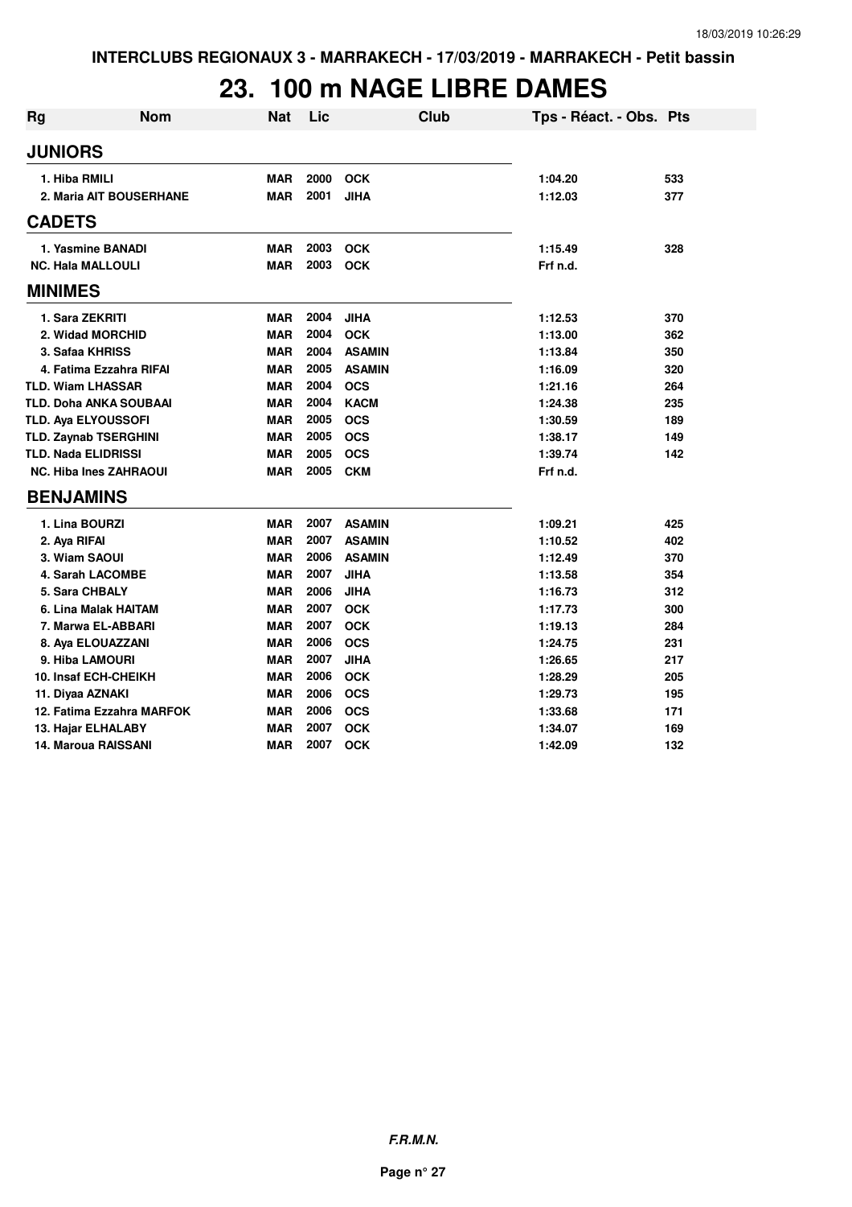INTERCLUBS REGIONAUX 3 - MARRAKECH - 17/03/2019 - MARRAKECH - Petit bassin

# 23. 100 m NAGE LIBRE DAMES

| Rg | Nom | Nat | Lic | Club | Tps - Réact. - Obs. | Pts |
|---|---|---|---|---|---|---|
| **JUNIORS** | | | | | | |
| 1. Hiba RMILI | | MAR | 2000 | OCK | 1:04.20 | 533 |
| 2. Maria AIT BOUSERHANE | | MAR | 2001 | JIHA | 1:12.03 | 377 |
| **CADETS** | | | | | | |
| 1. Yasmine BANADI | | MAR | 2003 | OCK | 1:15.49 | 328 |
| NC. Hala MALLOULI | | MAR | 2003 | OCK | Frf n.d. | |
| **MINIMES** | | | | | | |
| 1. Sara ZEKRITI | | MAR | 2004 | JIHA | 1:12.53 | 370 |
| 2. Widad MORCHID | | MAR | 2004 | OCK | 1:13.00 | 362 |
| 3. Safaa KHRISS | | MAR | 2004 | ASAMIN | 1:13.84 | 350 |
| 4. Fatima Ezzahra RIFAI | | MAR | 2005 | ASAMIN | 1:16.09 | 320 |
| TLD. Wiam LHASSAR | | MAR | 2004 | OCS | 1:21.16 | 264 |
| TLD. Doha ANKA SOUBAAI | | MAR | 2004 | KACM | 1:24.38 | 235 |
| TLD. Aya ELYOUSSOFI | | MAR | 2005 | OCS | 1:30.59 | 189 |
| TLD. Zaynab TSERGHINI | | MAR | 2005 | OCS | 1:38.17 | 149 |
| TLD. Nada ELIDRISSI | | MAR | 2005 | OCS | 1:39.74 | 142 |
| NC. Hiba Ines ZAHRAOUI | | MAR | 2005 | CKM | Frf n.d. | |
| **BENJAMINS** | | | | | | |
| 1. Lina BOURZI | | MAR | 2007 | ASAMIN | 1:09.21 | 425 |
| 2. Aya RIFAI | | MAR | 2007 | ASAMIN | 1:10.52 | 402 |
| 3. Wiam SAOUI | | MAR | 2006 | ASAMIN | 1:12.49 | 370 |
| 4. Sarah LACOMBE | | MAR | 2007 | JIHA | 1:13.58 | 354 |
| 5. Sara CHBALY | | MAR | 2006 | JIHA | 1:16.73 | 312 |
| 6. Lina Malak HAITAM | | MAR | 2007 | OCK | 1:17.73 | 300 |
| 7. Marwa EL-ABBARI | | MAR | 2007 | OCK | 1:19.13 | 284 |
| 8. Aya ELOUAZZANI | | MAR | 2006 | OCS | 1:24.75 | 231 |
| 9. Hiba LAMOURI | | MAR | 2007 | JIHA | 1:26.65 | 217 |
| 10. Insaf ECH-CHEIKH | | MAR | 2006 | OCK | 1:28.29 | 205 |
| 11. Diyaa AZNAKI | | MAR | 2006 | OCS | 1:29.73 | 195 |
| 12. Fatima Ezzahra MARFOK | | MAR | 2006 | OCS | 1:33.68 | 171 |
| 13. Hajar ELHALABY | | MAR | 2007 | OCK | 1:34.07 | 169 |
| 14. Maroua RAISSANI | | MAR | 2007 | OCK | 1:42.09 | 132 |

*F.R.M.N.*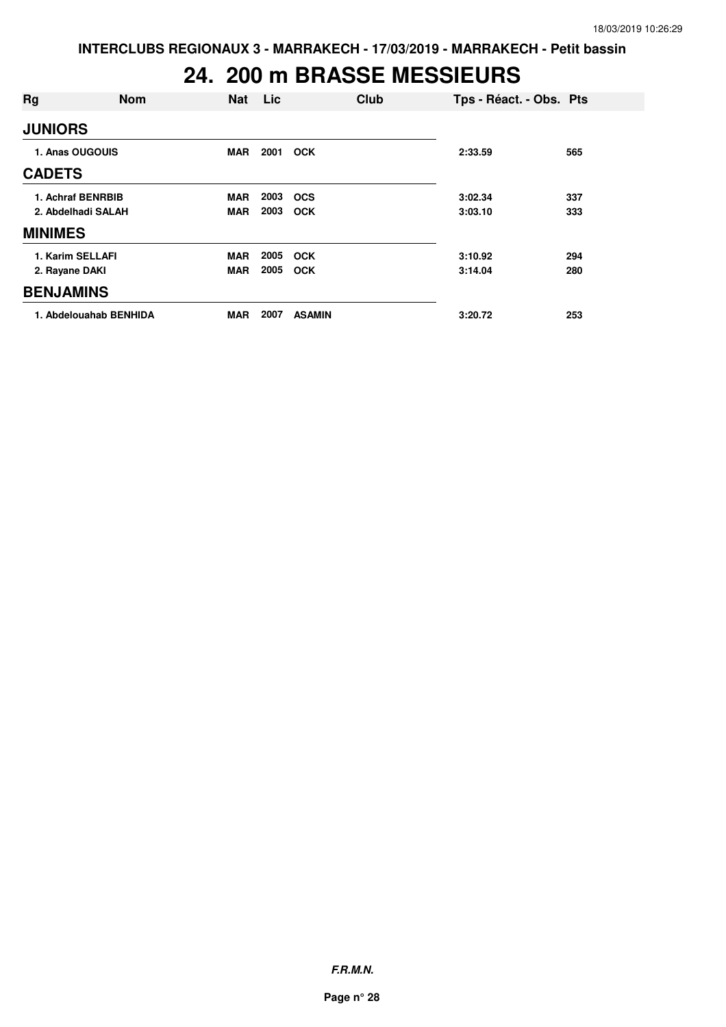INTERCLUBS REGIONAUX 3 - MARRAKECH - 17/03/2019 - MARRAKECH - Petit bassin

# 24. 200 m BRASSE MESSIEURS

| Rg | Nom | Nat | Lic | Club | Tps - Réact. - Obs. | Pts |
|---|---|---|---|---|---|---|
| **JUNIORS** | | | | | | |
| 1. Anas OUGOUIS | | MAR | 2001 | OCK | 2:33.59 | 565 |
| **CADETS** | | | | | | |
| 1. Achraf BENRBIB | | MAR | 2003 | OCS | 3:02.34 | 337 |
| 2. Abdelhadi SALAH | | MAR | 2003 | OCK | 3:03.10 | 333 |
| **MINIMES** | | | | | | |
| 1. Karim SELLAFI | | MAR | 2005 | OCK | 3:10.92 | 294 |
| 2. Rayane DAKI | | MAR | 2005 | OCK | 3:14.04 | 280 |
| **BENJAMINS** | | | | | | |
| 1. Abdelouahab BENHIDA | | MAR | 2007 | ASAMIN | 3:20.72 | 253 |

***F.R.M.N.***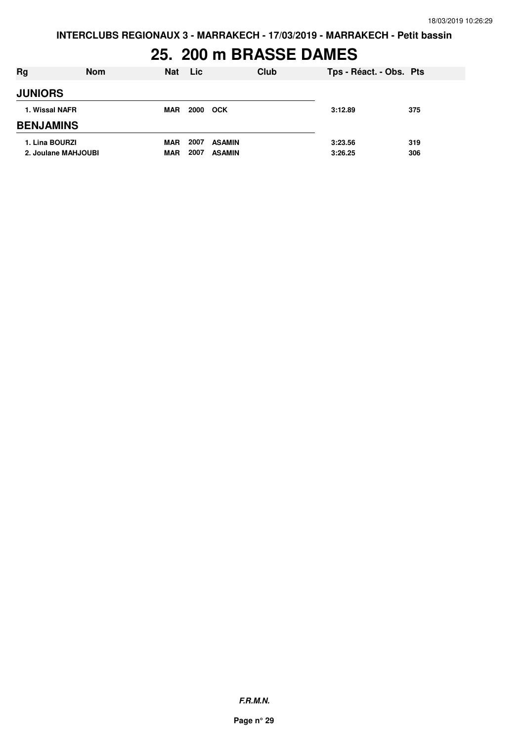**INTERCLUBS REGIONAUX 3 - MARRAKECH - 17/03/2019 - MARRAKECH - Petit bassin**

# 25. 200 m BRASSE DAMES

| Rg | Nom | Nat | Lic | Club | Tps - Réact. - Obs. | Pts |
|---|---|---|---|---|---|---|
| **JUNIORS** | | | | | | |
| 1. Wissal NAFR | | MAR | 2000 | OCK | 3:12.89 | 375 |
| **BENJAMINS** | | | | | | |
| 1. Lina BOURZI | | MAR | 2007 | ASAMIN | 3:23.56 | 319 |
| 2. Joulane MAHJOUBI | | MAR | 2007 | ASAMIN | 3:26.25 | 306 |

***F.R.M.N.***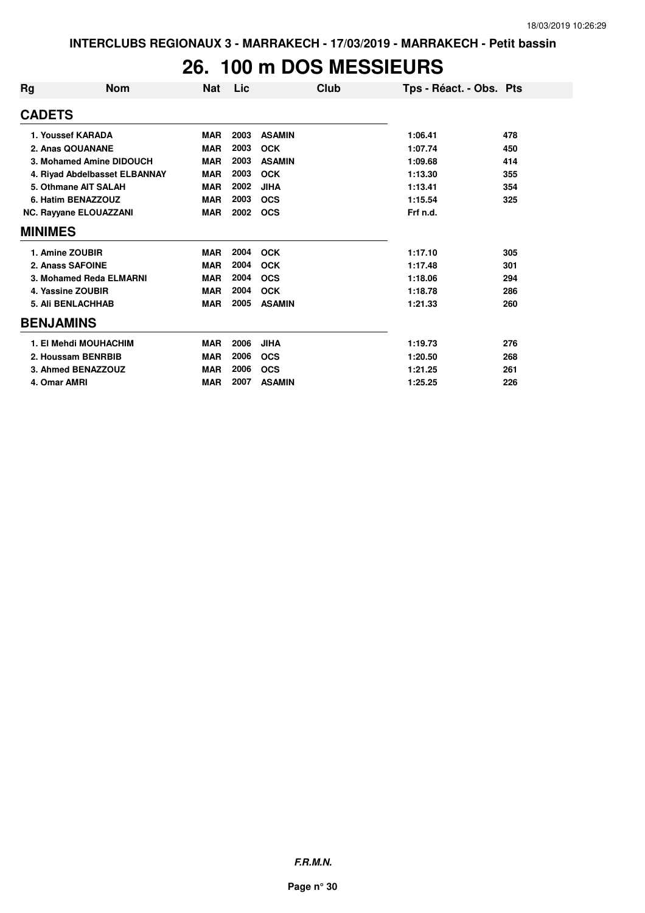INTERCLUBS REGIONAUX 3 - MARRAKECH - 17/03/2019 - MARRAKECH - Petit bassin

# 26. 100 m DOS MESSIEURS

| Rg | Nom | Nat | Lic | Club | Tps - Réact. - Obs. | Pts |
|---|---|---|---|---|---|---|
| **CADETS** | | | | | | |
| 1. Youssef KARADA | | MAR | 2003 | ASAMIN | 1:06.41 | 478 |
| 2. Anas QOUANANE | | MAR | 2003 | OCK | 1:07.74 | 450 |
| 3. Mohamed Amine DIDOUCH | | MAR | 2003 | ASAMIN | 1:09.68 | 414 |
| 4. Riyad Abdelbasset ELBANNAY | | MAR | 2003 | OCK | 1:13.30 | 355 |
| 5. Othmane AIT SALAH | | MAR | 2002 | JIHA | 1:13.41 | 354 |
| 6. Hatim BENAZZOUZ | | MAR | 2003 | OCS | 1:15.54 | 325 |
| NC. Rayyane ELOUAZZANI | | MAR | 2002 | OCS | Frf n.d. | |
| **MINIMES** | | | | | | |
| 1. Amine ZOUBIR | | MAR | 2004 | OCK | 1:17.10 | 305 |
| 2. Anass SAFOINE | | MAR | 2004 | OCK | 1:17.48 | 301 |
| 3. Mohamed Reda ELMARNI | | MAR | 2004 | OCS | 1:18.06 | 294 |
| 4. Yassine ZOUBIR | | MAR | 2004 | OCK | 1:18.78 | 286 |
| 5. Ali BENLACHHAB | | MAR | 2005 | ASAMIN | 1:21.33 | 260 |
| **BENJAMINS** | | | | | | |
| 1. El Mehdi MOUHACHIM | | MAR | 2006 | JIHA | 1:19.73 | 276 |
| 2. Houssam BENRBIB | | MAR | 2006 | OCS | 1:20.50 | 268 |
| 3. Ahmed BENAZZOUZ | | MAR | 2006 | OCS | 1:21.25 | 261 |
| 4. Omar AMRI | | MAR | 2007 | ASAMIN | 1:25.25 | 226 |

*F.R.M.N.*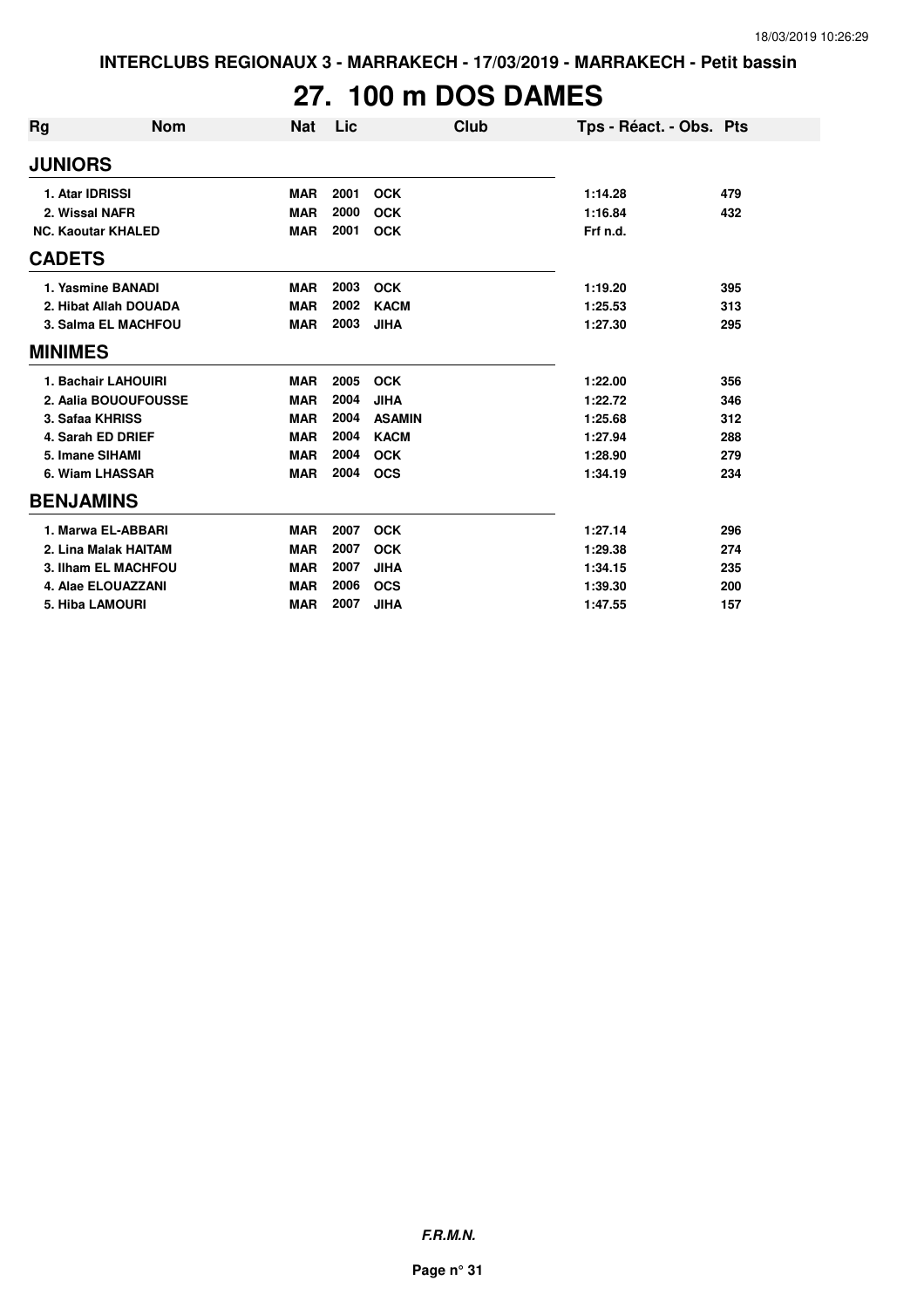INTERCLUBS REGIONAUX 3 - MARRAKECH - 17/03/2019 - MARRAKECH - Petit bassin

# 27. 100 m DOS DAMES

| Rg | Nom | Nat | Lic | Club | Tps - Réact. - Obs. | Pts |
|---|---|---|---|---|---|---|
| **JUNIORS** | | | | | | |
| 1. | Atar IDRISSI | MAR | 2001 | OCK | 1:14.28 | 479 |
| 2. | Wissal NAFR | MAR | 2000 | OCK | 1:16.84 | 432 |
| NC. | Kaoutar KHALED | MAR | 2001 | OCK | Frf n.d. | |
| **CADETS** | | | | | | |
| 1. | Yasmine BANADI | MAR | 2003 | OCK | 1:19.20 | 395 |
| 2. | Hibat Allah DOUADA | MAR | 2002 | KACM | 1:25.53 | 313 |
| 3. | Salma EL MACHFOU | MAR | 2003 | JIHA | 1:27.30 | 295 |
| **MINIMES** | | | | | | |
| 1. | Bachair LAHOUIRI | MAR | 2005 | OCK | 1:22.00 | 356 |
| 2. | Aalia BOUOUFOUSSE | MAR | 2004 | JIHA | 1:22.72 | 346 |
| 3. | Safaa KHRISS | MAR | 2004 | ASAMIN | 1:25.68 | 312 |
| 4. | Sarah ED DRIEF | MAR | 2004 | KACM | 1:27.94 | 288 |
| 5. | Imane SIHAMI | MAR | 2004 | OCK | 1:28.90 | 279 |
| 6. | Wiam LHASSAR | MAR | 2004 | OCS | 1:34.19 | 234 |
| **BENJAMINS** | | | | | | |
| 1. | Marwa EL-ABBARI | MAR | 2007 | OCK | 1:27.14 | 296 |
| 2. | Lina Malak HAITAM | MAR | 2007 | OCK | 1:29.38 | 274 |
| 3. | Ilham EL MACHFOU | MAR | 2007 | JIHA | 1:34.15 | 235 |
| 4. | Alae ELOUAZZANI | MAR | 2006 | OCS | 1:39.30 | 200 |
| 5. | Hiba LAMOURI | MAR | 2007 | JIHA | 1:47.55 | 157 |

*F.R.M.N.*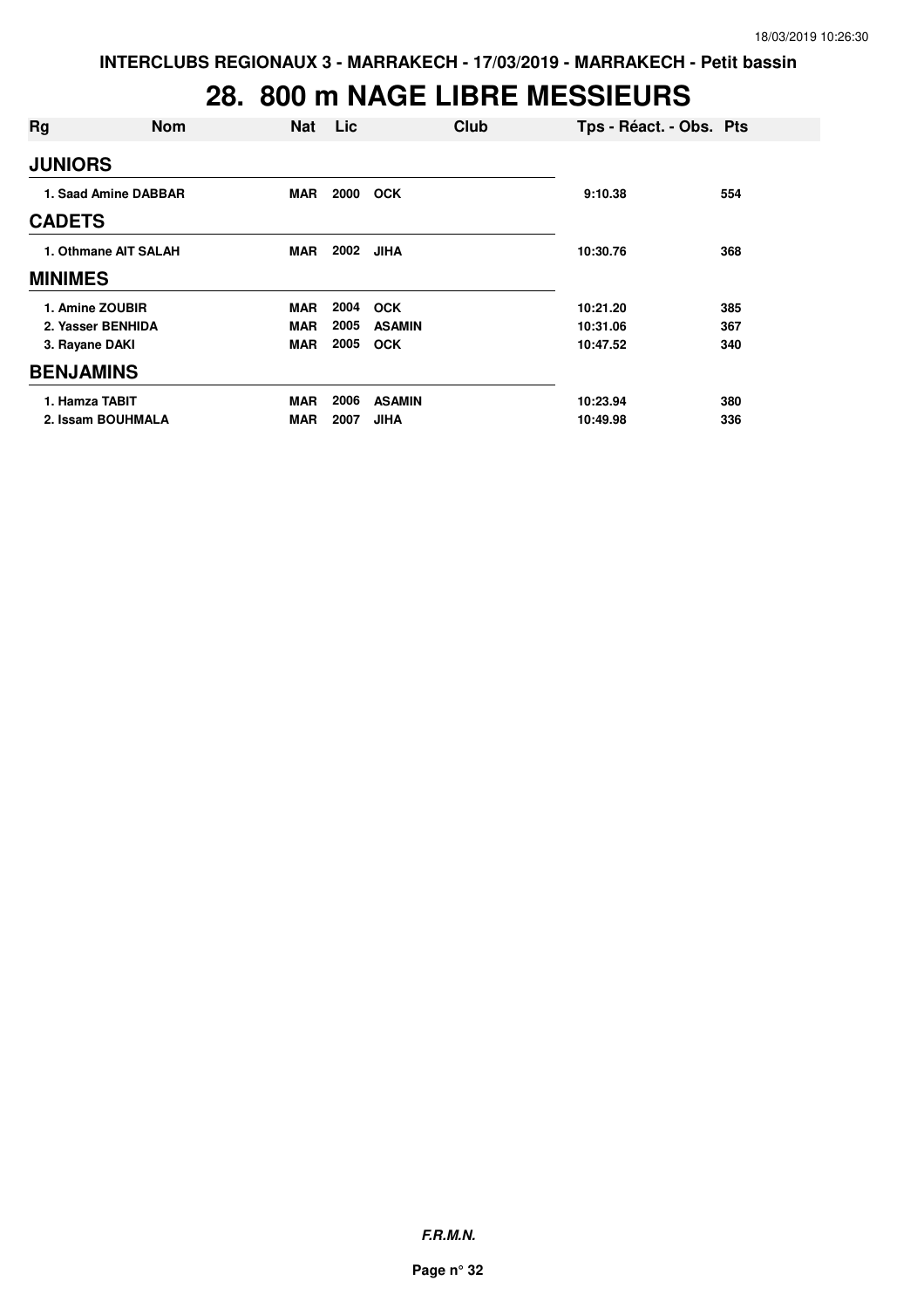# 28. 800 m NAGE LIBRE MESSIEURS

| Rg | Nom | Nat | Lic | Club | Tps - Réact. - Obs. | Pts |
|---|---|---|---|---|---|---|
| **JUNIORS** | | | | | | |
| 1. | Saad Amine DABBAR | MAR | 2000 | OCK | 9:10.38 | 554 |
| **CADETS** | | | | | | |
| 1. | Othmane AIT SALAH | MAR | 2002 | JIHA | 10:30.76 | 368 |
| **MINIMES** | | | | | | |
| 1. | Amine ZOUBIR | MAR | 2004 | OCK | 10:21.20 | 385 |
| 2. | Yasser BENHIDA | MAR | 2005 | ASAMIN | 10:31.06 | 367 |
| 3. | Rayane DAKI | MAR | 2005 | OCK | 10:47.52 | 340 |
| **BENJAMINS** | | | | | | |
| 1. | Hamza TABIT | MAR | 2006 | ASAMIN | 10:23.94 | 380 |
| 2. | Issam BOUHMALA | MAR | 2007 | JIHA | 10:49.98 | 336 |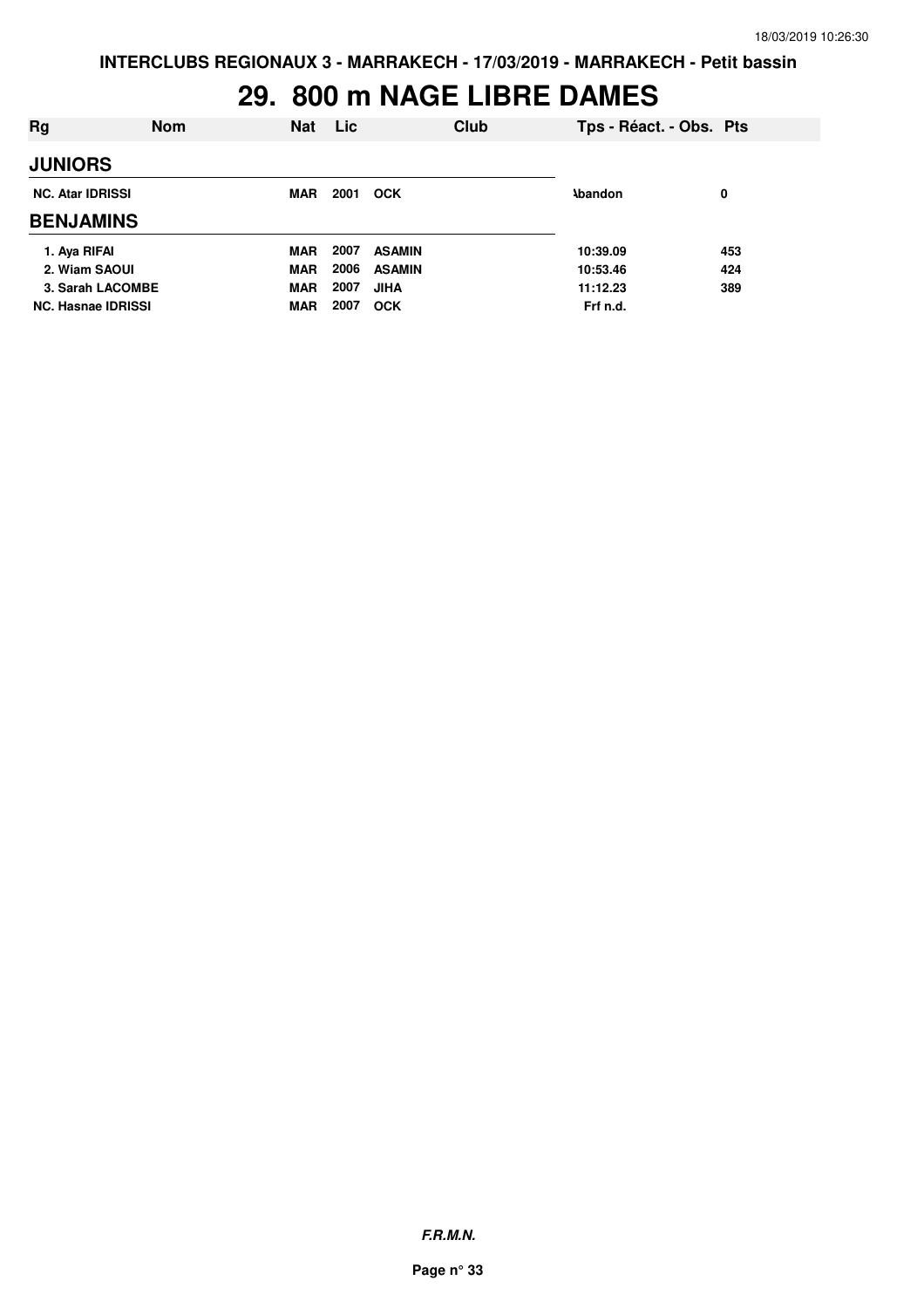# 29. 800 m NAGE LIBRE DAMES

| Rg | Nom | Nat | Lic | Club | Tps - Réact. - Obs. | Pts |
|---|---|---|---|---|---|---|
| **JUNIORS** | | | | | | |
| NC. Atar IDRISSI | | MAR | 2001 | OCK | Abandon | 0 |
| **BENJAMINS** | | | | | | |
| 1. Aya RIFAI | | MAR | 2007 | ASAMIN | 10:39.09 | 453 |
| 2. Wiam SAOUI | | MAR | 2006 | ASAMIN | 10:53.46 | 424 |
| 3. Sarah LACOMBE | | MAR | 2007 | JIHA | 11:12.23 | 389 |
| NC. Hasnae IDRISSI | | MAR | 2007 | OCK | Frf n.d. | |

***F.R.M.N.***